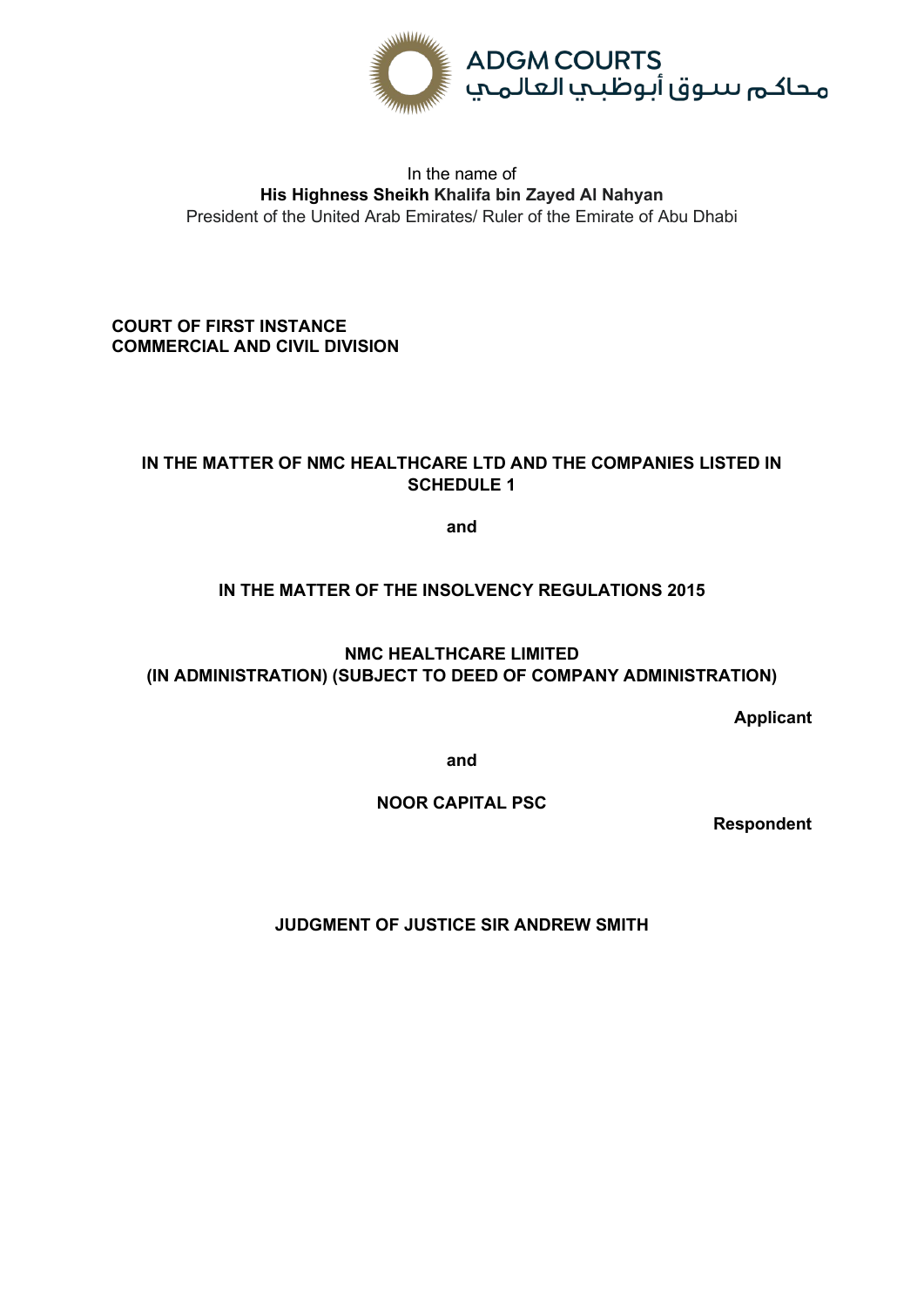ADGM COURTS
محاكم سوق أبوظبي العالمي

In the name of
**His Highness Sheikh Khalifa bin Zayed Al Nahyan**
President of the United Arab Emirates/ Ruler of the Emirate of Abu Dhabi

**COURT OF FIRST INSTANCE**
**COMMERCIAL AND CIVIL DIVISION**

**IN THE MATTER OF NMC HEALTHCARE LTD AND THE COMPANIES LISTED IN SCHEDULE 1**

**and**

**IN THE MATTER OF THE INSOLVENCY REGULATIONS 2015**

**NMC HEALTHCARE LIMITED**
**(IN ADMINISTRATION) (SUBJECT TO DEED OF COMPANY ADMINISTRATION)**

**Applicant**

**and**

**NOOR CAPITAL PSC**

**Respondent**

**JUDGMENT OF JUSTICE SIR ANDREW SMITH**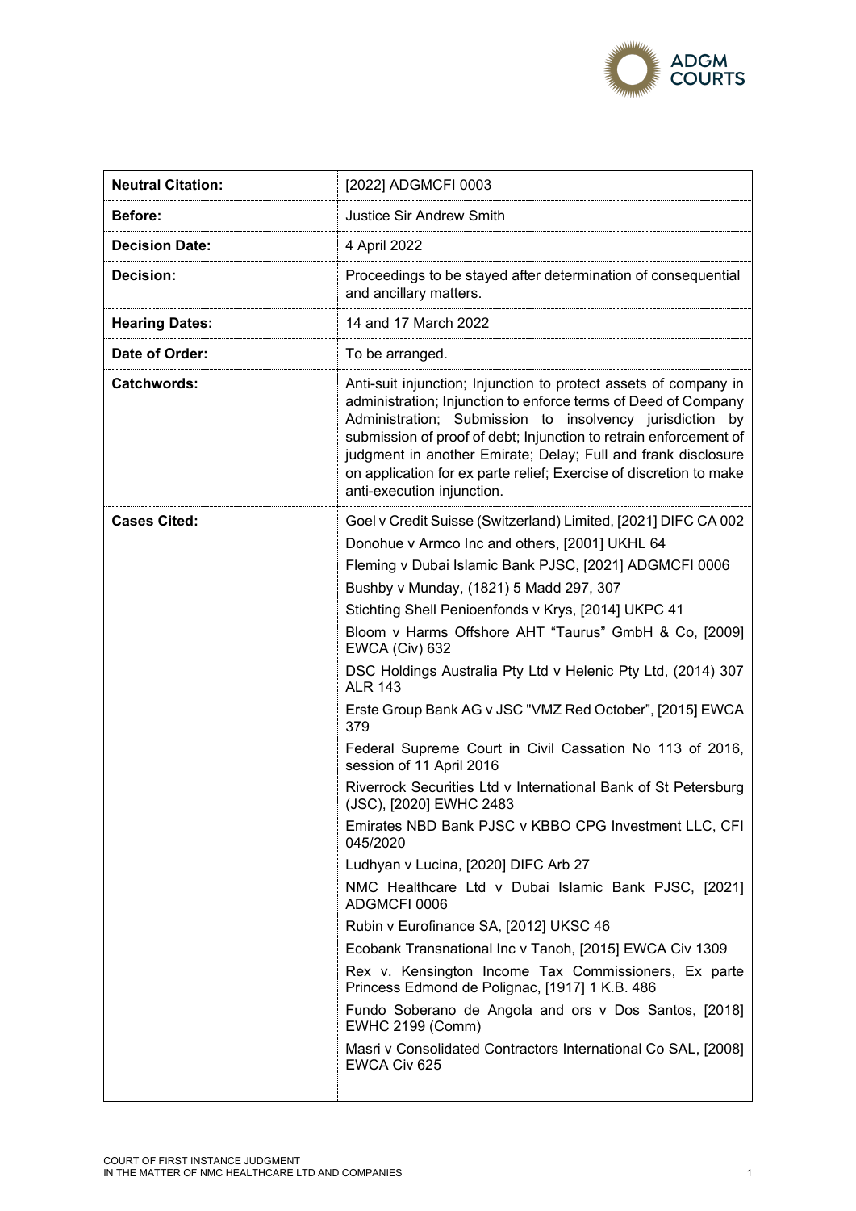| | |
|---|---|
| **Neutral Citation:** | [2022] ADGMCFI 0003 |
| **Before:** | Justice Sir Andrew Smith |
| **Decision Date:** | 4 April 2022 |
| **Decision:** | Proceedings to be stayed after determination of consequential and ancillary matters. |
| **Hearing Dates:** | 14 and 17 March 2022 |
| **Date of Order:** | To be arranged. |
| **Catchwords:** | Anti-suit injunction; Injunction to protect assets of company in administration; Injunction to enforce terms of Deed of Company Administration; Submission to insolvency jurisdiction by submission of proof of debt; Injunction to retrain enforcement of judgment in another Emirate; Delay; Full and frank disclosure on application for ex parte relief; Exercise of discretion to make anti-execution injunction. |
| **Cases Cited:** | Goel v Credit Suisse (Switzerland) Limited, [2021] DIFC CA 002<br>Donohue v Armco Inc and others, [2001] UKHL 64<br>Fleming v Dubai Islamic Bank PJSC, [2021] ADGMCFI 0006<br>Bushby v Munday, (1821) 5 Madd 297, 307<br>Stichting Shell Penioenfonds v Krys, [2014] UKPC 41<br>Bloom v Harms Offshore AHT "Taurus" GmbH & Co, [2009] EWCA (Civ) 632<br>DSC Holdings Australia Pty Ltd v Helenic Pty Ltd, (2014) 307 ALR 143<br>Erste Group Bank AG v JSC "VMZ Red October", [2015] EWCA 379<br>Federal Supreme Court in Civil Cassation No 113 of 2016, session of 11 April 2016<br>Riverrock Securities Ltd v International Bank of St Petersburg (JSC), [2020] EWHC 2483<br>Emirates NBD Bank PJSC v KBBO CPG Investment LLC, CFI 045/2020<br>Ludhyan v Lucina, [2020] DIFC Arb 27<br>NMC Healthcare Ltd v Dubai Islamic Bank PJSC, [2021] ADGMCFI 0006<br>Rubin v Eurofinance SA, [2012] UKSC 46<br>Ecobank Transnational Inc v Tanoh, [2015] EWCA Civ 1309<br>Rex v. Kensington Income Tax Commissioners, Ex parte Princess Edmond de Polignac, [1917] 1 K.B. 486<br>Fundo Soberano de Angola and ors v Dos Santos, [2018] EWHC 2199 (Comm)<br>Masri v Consolidated Contractors International Co SAL, [2008] EWCA Civ 625 |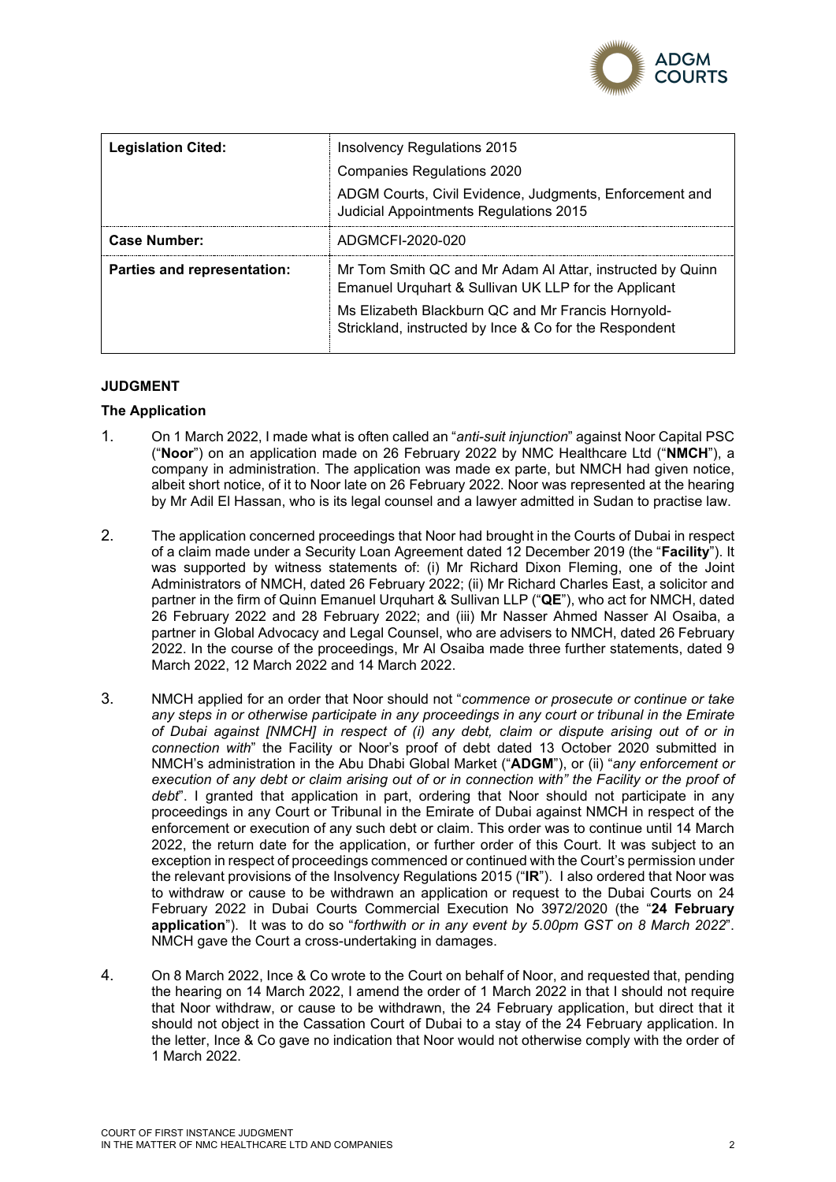| Legislation Cited: | Insolvency Regulations 2015<br>Companies Regulations 2020<br>ADGM Courts, Civil Evidence, Judgments, Enforcement and Judicial Appointments Regulations 2015 |
|---|---|
| **Case Number:** | ADGMCFI-2020-020 |
| **Parties and representation:** | Mr Tom Smith QC and Mr Adam Al Attar, instructed by Quinn Emanuel Urquhart & Sullivan UK LLP for the Applicant<br>Ms Elizabeth Blackburn QC and Mr Francis Hornyold-Strickland, instructed by Ince & Co for the Respondent |

**JUDGMENT**

**The Application**

1. On 1 March 2022, I made what is often called an "*anti-suit injunction*" against Noor Capital PSC ("**Noor**") on an application made on 26 February 2022 by NMC Healthcare Ltd ("**NMCH**"), a company in administration. The application was made ex parte, but NMCH had given notice, albeit short notice, of it to Noor late on 26 February 2022. Noor was represented at the hearing by Mr Adil El Hassan, who is its legal counsel and a lawyer admitted in Sudan to practise law.

2. The application concerned proceedings that Noor had brought in the Courts of Dubai in respect of a claim made under a Security Loan Agreement dated 12 December 2019 (the "**Facility**"). It was supported by witness statements of: (i) Mr Richard Dixon Fleming, one of the Joint Administrators of NMCH, dated 26 February 2022; (ii) Mr Richard Charles East, a solicitor and partner in the firm of Quinn Emanuel Urquhart & Sullivan LLP ("**QE**"), who act for NMCH, dated 26 February 2022 and 28 February 2022; and (iii) Mr Nasser Ahmed Nasser Al Osaiba, a partner in Global Advocacy and Legal Counsel, who are advisers to NMCH, dated 26 February 2022. In the course of the proceedings, Mr Al Osaiba made three further statements, dated 9 March 2022, 12 March 2022 and 14 March 2022.

3. NMCH applied for an order that Noor should not "*commence or prosecute or continue or take any steps in or otherwise participate in any proceedings in any court or tribunal in the Emirate of Dubai against [NMCH] in respect of (i) any debt, claim or dispute arising out of or in connection with*" the Facility or Noor's proof of debt dated 13 October 2020 submitted in NMCH's administration in the Abu Dhabi Global Market ("**ADGM**"), or (ii) "*any enforcement or execution of any debt or claim arising out of or in connection with" the Facility or the proof of debt*". I granted that application in part, ordering that Noor should not participate in any proceedings in any Court or Tribunal in the Emirate of Dubai against NMCH in respect of the enforcement or execution of any such debt or claim. This order was to continue until 14 March 2022, the return date for the application, or further order of this Court. It was subject to an exception in respect of proceedings commenced or continued with the Court's permission under the relevant provisions of the Insolvency Regulations 2015 ("**IR**"). I also ordered that Noor was to withdraw or cause to be withdrawn an application or request to the Dubai Courts on 24 February 2022 in Dubai Courts Commercial Execution No 3972/2020 (the "**24 February application**"). It was to do so "*forthwith or in any event by 5.00pm GST on 8 March 2022*". NMCH gave the Court a cross-undertaking in damages.

4. On 8 March 2022, Ince & Co wrote to the Court on behalf of Noor, and requested that, pending the hearing on 14 March 2022, I amend the order of 1 March 2022 in that I should not require that Noor withdraw, or cause to be withdrawn, the 24 February application, but direct that it should not object in the Cassation Court of Dubai to a stay of the 24 February application. In the letter, Ince & Co gave no indication that Noor would not otherwise comply with the order of 1 March 2022.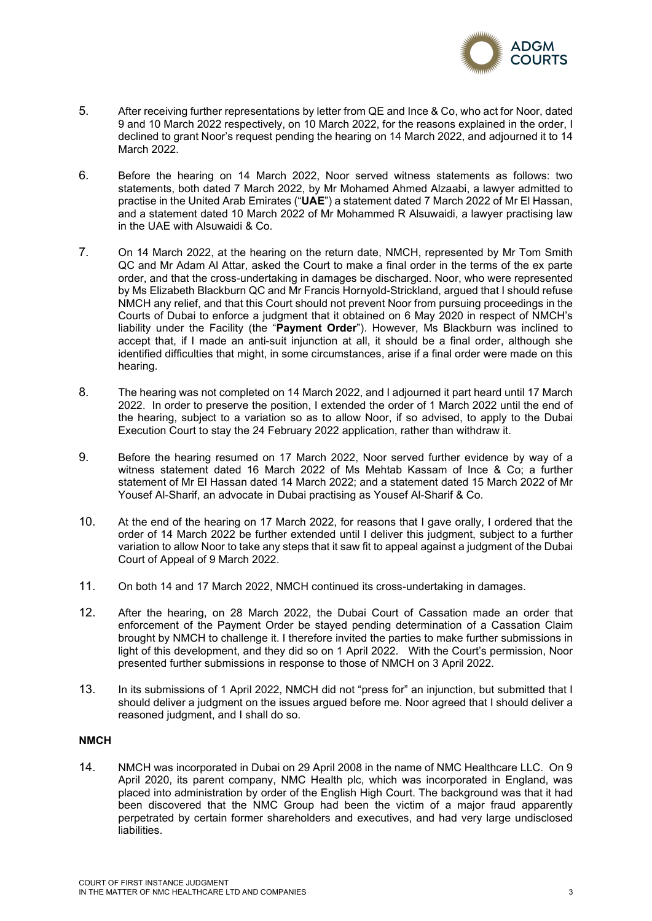5. After receiving further representations by letter from QE and Ince & Co, who act for Noor, dated 9 and 10 March 2022 respectively, on 10 March 2022, for the reasons explained in the order, I declined to grant Noor's request pending the hearing on 14 March 2022, and adjourned it to 14 March 2022.

6. Before the hearing on 14 March 2022, Noor served witness statements as follows: two statements, both dated 7 March 2022, by Mr Mohamed Ahmed Alzaabi, a lawyer admitted to practise in the United Arab Emirates ("**UAE**") a statement dated 7 March 2022 of Mr El Hassan, and a statement dated 10 March 2022 of Mr Mohammed R Alsuwaidi, a lawyer practising law in the UAE with Alsuwaidi & Co.

7. On 14 March 2022, at the hearing on the return date, NMCH, represented by Mr Tom Smith QC and Mr Adam Al Attar, asked the Court to make a final order in the terms of the ex parte order, and that the cross-undertaking in damages be discharged. Noor, who were represented by Ms Elizabeth Blackburn QC and Mr Francis Hornyold-Strickland, argued that I should refuse NMCH any relief, and that this Court should not prevent Noor from pursuing proceedings in the Courts of Dubai to enforce a judgment that it obtained on 6 May 2020 in respect of NMCH's liability under the Facility (the "**Payment Order**"). However, Ms Blackburn was inclined to accept that, if I made an anti-suit injunction at all, it should be a final order, although she identified difficulties that might, in some circumstances, arise if a final order were made on this hearing.

8. The hearing was not completed on 14 March 2022, and I adjourned it part heard until 17 March 2022. In order to preserve the position, I extended the order of 1 March 2022 until the end of the hearing, subject to a variation so as to allow Noor, if so advised, to apply to the Dubai Execution Court to stay the 24 February 2022 application, rather than withdraw it.

9. Before the hearing resumed on 17 March 2022, Noor served further evidence by way of a witness statement dated 16 March 2022 of Ms Mehtab Kassam of Ince & Co; a further statement of Mr El Hassan dated 14 March 2022; and a statement dated 15 March 2022 of Mr Yousef Al-Sharif, an advocate in Dubai practising as Yousef Al-Sharif & Co.

10. At the end of the hearing on 17 March 2022, for reasons that I gave orally, I ordered that the order of 14 March 2022 be further extended until I deliver this judgment, subject to a further variation to allow Noor to take any steps that it saw fit to appeal against a judgment of the Dubai Court of Appeal of 9 March 2022.

11. On both 14 and 17 March 2022, NMCH continued its cross-undertaking in damages.

12. After the hearing, on 28 March 2022, the Dubai Court of Cassation made an order that enforcement of the Payment Order be stayed pending determination of a Cassation Claim brought by NMCH to challenge it. I therefore invited the parties to make further submissions in light of this development, and they did so on 1 April 2022. With the Court's permission, Noor presented further submissions in response to those of NMCH on 3 April 2022.

13. In its submissions of 1 April 2022, NMCH did not "press for" an injunction, but submitted that I should deliver a judgment on the issues argued before me. Noor agreed that I should deliver a reasoned judgment, and I shall do so.

**NMCH**

14. NMCH was incorporated in Dubai on 29 April 2008 in the name of NMC Healthcare LLC. On 9 April 2020, its parent company, NMC Health plc, which was incorporated in England, was placed into administration by order of the English High Court. The background was that it had been discovered that the NMC Group had been the victim of a major fraud apparently perpetrated by certain former shareholders and executives, and had very large undisclosed liabilities.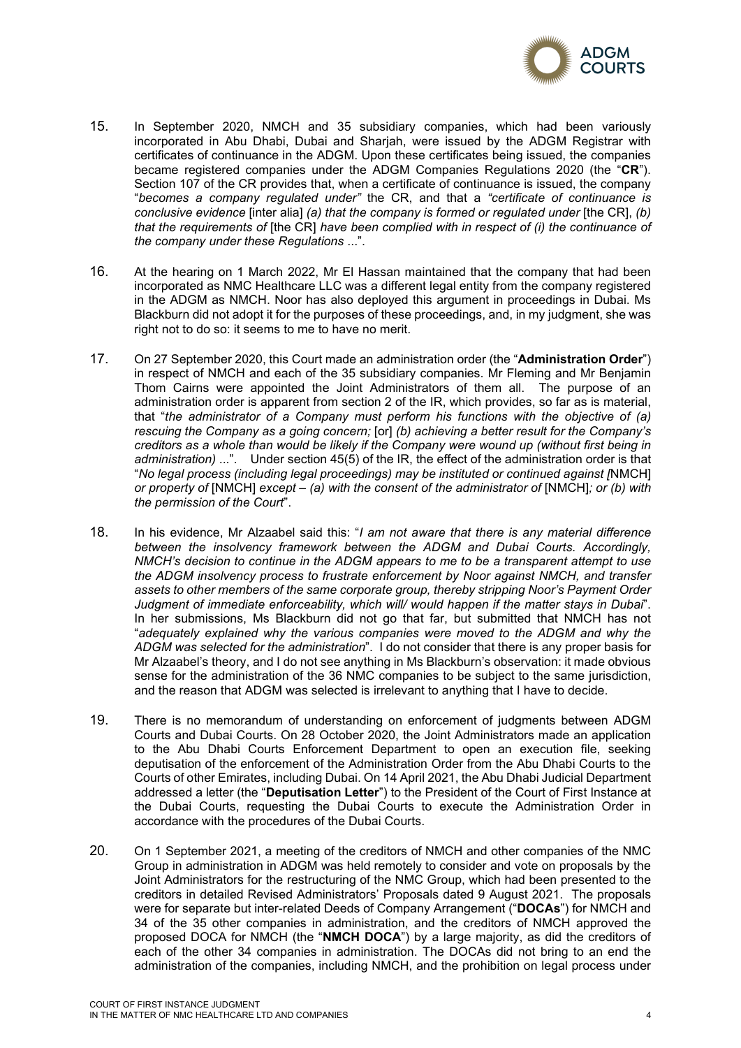15. In September 2020, NMCH and 35 subsidiary companies, which had been variously incorporated in Abu Dhabi, Dubai and Sharjah, were issued by the ADGM Registrar with certificates of continuance in the ADGM. Upon these certificates being issued, the companies became registered companies under the ADGM Companies Regulations 2020 (the "**CR**"). Section 107 of the CR provides that, when a certificate of continuance is issued, the company "*becomes a company regulated under*" the CR, and that a *"certificate of continuance is conclusive evidence* [inter alia] *(a) that the company is formed or regulated under* [the CR], *(b) that the requirements of* [the CR] *have been complied with in respect of (i) the continuance of the company under these Regulations* ...".

16. At the hearing on 1 March 2022, Mr El Hassan maintained that the company that had been incorporated as NMC Healthcare LLC was a different legal entity from the company registered in the ADGM as NMCH. Noor has also deployed this argument in proceedings in Dubai. Ms Blackburn did not adopt it for the purposes of these proceedings, and, in my judgment, she was right not to do so: it seems to me to have no merit.

17. On 27 September 2020, this Court made an administration order (the "**Administration Order**") in respect of NMCH and each of the 35 subsidiary companies. Mr Fleming and Mr Benjamin Thom Cairns were appointed the Joint Administrators of them all. The purpose of an administration order is apparent from section 2 of the IR, which provides, so far as is material, that "*the administrator of a Company must perform his functions with the objective of (a) rescuing the Company as a going concern;* [or] *(b) achieving a better result for the Company's creditors as a whole than would be likely if the Company were wound up (without first being in administration)* ...". Under section 45(5) of the IR, the effect of the administration order is that "*No legal process (including legal proceedings) may be instituted or continued against [*NMCH] *or property of* [NMCH] *except – (a) with the consent of the administrator of* [NMCH]*; or (b) with the permission of the Court*".

18. In his evidence, Mr Alzaabel said this: "*I am not aware that there is any material difference between the insolvency framework between the ADGM and Dubai Courts. Accordingly, NMCH's decision to continue in the ADGM appears to me to be a transparent attempt to use the ADGM insolvency process to frustrate enforcement by Noor against NMCH, and transfer assets to other members of the same corporate group, thereby stripping Noor's Payment Order Judgment of immediate enforceability, which will/ would happen if the matter stays in Dubai*". In her submissions, Ms Blackburn did not go that far, but submitted that NMCH has not "*adequately explained why the various companies were moved to the ADGM and why the ADGM was selected for the administration*". I do not consider that there is any proper basis for Mr Alzaabel's theory, and I do not see anything in Ms Blackburn's observation: it made obvious sense for the administration of the 36 NMC companies to be subject to the same jurisdiction, and the reason that ADGM was selected is irrelevant to anything that I have to decide.

19. There is no memorandum of understanding on enforcement of judgments between ADGM Courts and Dubai Courts. On 28 October 2020, the Joint Administrators made an application to the Abu Dhabi Courts Enforcement Department to open an execution file, seeking deputisation of the enforcement of the Administration Order from the Abu Dhabi Courts to the Courts of other Emirates, including Dubai. On 14 April 2021, the Abu Dhabi Judicial Department addressed a letter (the "**Deputisation Letter**") to the President of the Court of First Instance at the Dubai Courts, requesting the Dubai Courts to execute the Administration Order in accordance with the procedures of the Dubai Courts.

20. On 1 September 2021, a meeting of the creditors of NMCH and other companies of the NMC Group in administration in ADGM was held remotely to consider and vote on proposals by the Joint Administrators for the restructuring of the NMC Group, which had been presented to the creditors in detailed Revised Administrators' Proposals dated 9 August 2021. The proposals were for separate but inter-related Deeds of Company Arrangement ("**DOCAs**") for NMCH and 34 of the 35 other companies in administration, and the creditors of NMCH approved the proposed DOCA for NMCH (the "**NMCH DOCA**") by a large majority, as did the creditors of each of the other 34 companies in administration. The DOCAs did not bring to an end the administration of the companies, including NMCH, and the prohibition on legal process under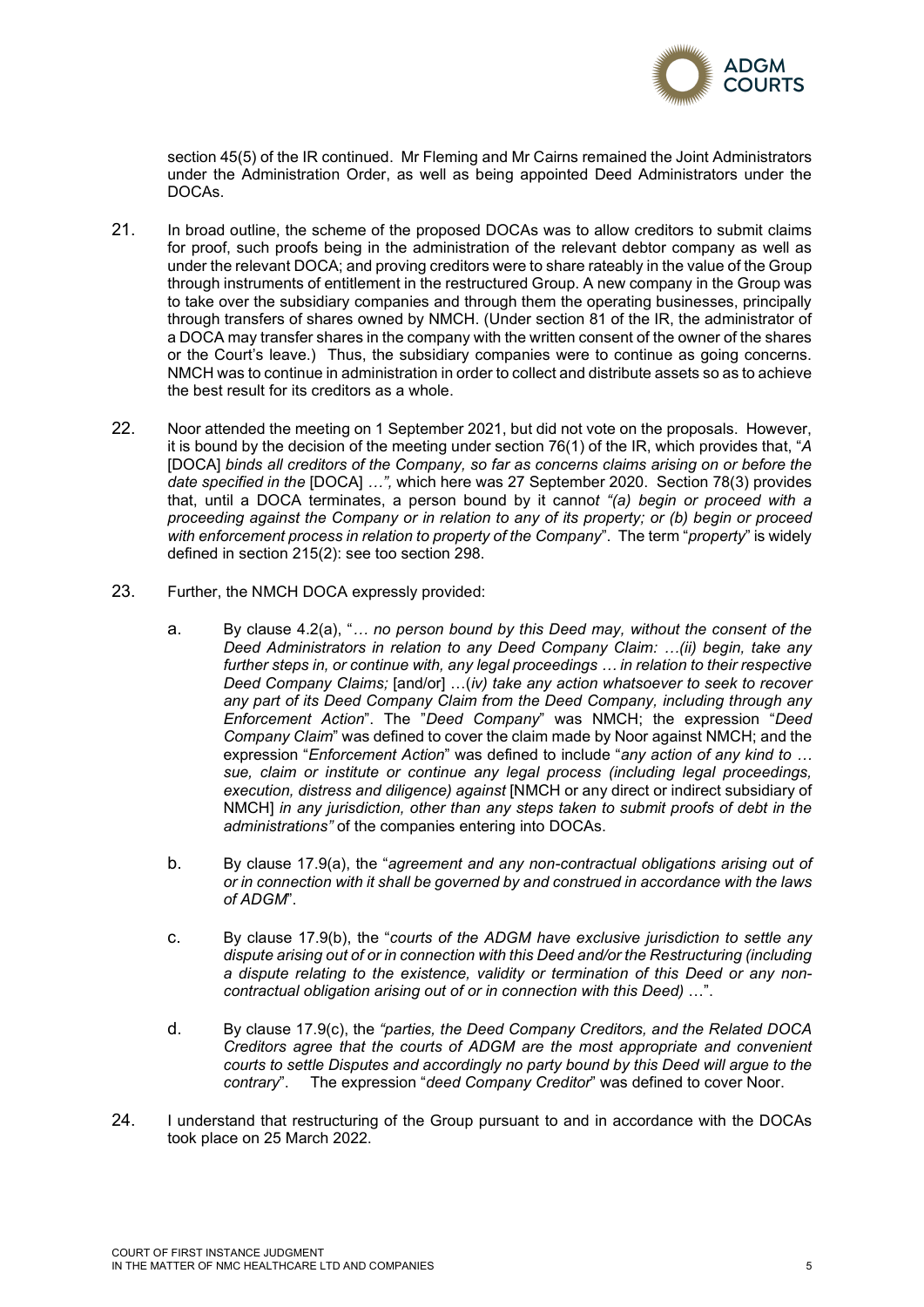section 45(5) of the IR continued. Mr Fleming and Mr Cairns remained the Joint Administrators under the Administration Order, as well as being appointed Deed Administrators under the DOCAs.

21. In broad outline, the scheme of the proposed DOCAs was to allow creditors to submit claims for proof, such proofs being in the administration of the relevant debtor company as well as under the relevant DOCA; and proving creditors were to share rateably in the value of the Group through instruments of entitlement in the restructured Group. A new company in the Group was to take over the subsidiary companies and through them the operating businesses, principally through transfers of shares owned by NMCH. (Under section 81 of the IR, the administrator of a DOCA may transfer shares in the company with the written consent of the owner of the shares or the Court's leave.) Thus, the subsidiary companies were to continue as going concerns. NMCH was to continue in administration in order to collect and distribute assets so as to achieve the best result for its creditors as a whole.

22. Noor attended the meeting on 1 September 2021, but did not vote on the proposals. However, it is bound by the decision of the meeting under section 76(1) of the IR, which provides that, "*A* [DOCA] *binds all creditors of the Company, so far as concerns claims arising on or before the date specified in the* [DOCA] *…",* which here was 27 September 2020. Section 78(3) provides that, until a DOCA terminates, a person bound by it canno*t "(a) begin or proceed with a proceeding against the Company or in relation to any of its property; or (b) begin or proceed with enforcement process in relation to property of the Company*". The term "*property*" is widely defined in section 215(2): see too section 298.

23. Further, the NMCH DOCA expressly provided:

    a. By clause 4.2(a), "*… no person bound by this Deed may, without the consent of the Deed Administrators in relation to any Deed Company Claim: …(ii) begin, take any further steps in, or continue with, any legal proceedings … in relation to their respective Deed Company Claims;* [and/or] …(*iv) take any action whatsoever to seek to recover any part of its Deed Company Claim from the Deed Company, including through any Enforcement Action*". The "*Deed Company*" was NMCH; the expression "*Deed Company Claim*" was defined to cover the claim made by Noor against NMCH; and the expression "*Enforcement Action*" was defined to include "*any action of any kind to … sue, claim or institute or continue any legal process (including legal proceedings, execution, distress and diligence) against* [NMCH or any direct or indirect subsidiary of NMCH] *in any jurisdiction, other than any steps taken to submit proofs of debt in the administrations"* of the companies entering into DOCAs.

    b. By clause 17.9(a), the "*agreement and any non-contractual obligations arising out of or in connection with it shall be governed by and construed in accordance with the laws of ADGM*".

    c. By clause 17.9(b), the "*courts of the ADGM have exclusive jurisdiction to settle any dispute arising out of or in connection with this Deed and/or the Restructuring (including a dispute relating to the existence, validity or termination of this Deed or any non-contractual obligation arising out of or in connection with this Deed)* …".

    d. By clause 17.9(c), the *"parties, the Deed Company Creditors, and the Related DOCA Creditors agree that the courts of ADGM are the most appropriate and convenient courts to settle Disputes and accordingly no party bound by this Deed will argue to the contrary*". The expression "*deed Company Creditor*" was defined to cover Noor.

24. I understand that restructuring of the Group pursuant to and in accordance with the DOCAs took place on 25 March 2022.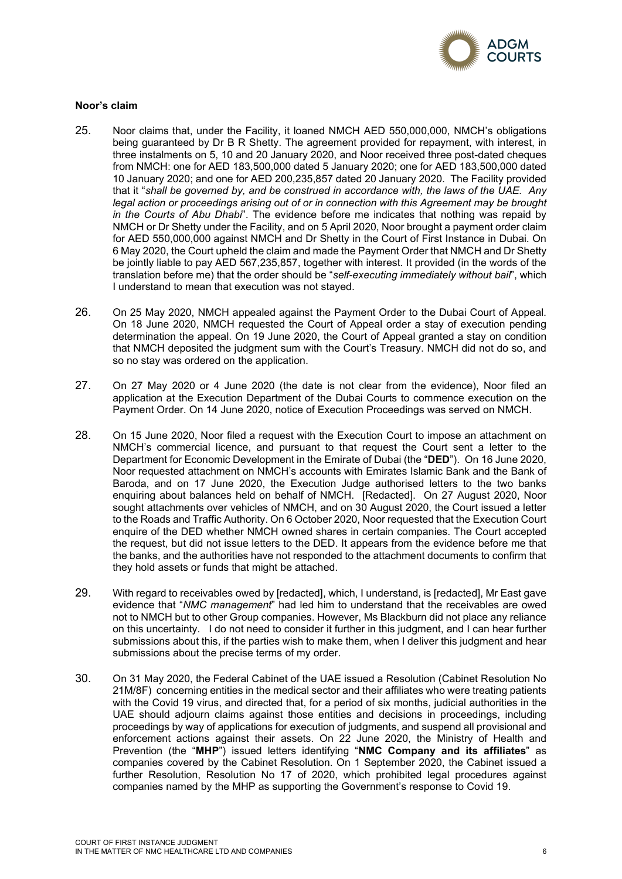**Noor's claim**

25. Noor claims that, under the Facility, it loaned NMCH AED 550,000,000, NMCH's obligations being guaranteed by Dr B R Shetty. The agreement provided for repayment, with interest, in three instalments on 5, 10 and 20 January 2020, and Noor received three post-dated cheques from NMCH: one for AED 183,500,000 dated 5 January 2020; one for AED 183,500,000 dated 10 January 2020; and one for AED 200,235,857 dated 20 January 2020. The Facility provided that it "*shall be governed by, and be construed in accordance with, the laws of the UAE. Any legal action or proceedings arising out of or in connection with this Agreement may be brought in the Courts of Abu Dhabi*". The evidence before me indicates that nothing was repaid by NMCH or Dr Shetty under the Facility, and on 5 April 2020, Noor brought a payment order claim for AED 550,000,000 against NMCH and Dr Shetty in the Court of First Instance in Dubai. On 6 May 2020, the Court upheld the claim and made the Payment Order that NMCH and Dr Shetty be jointly liable to pay AED 567,235,857, together with interest. It provided (in the words of the translation before me) that the order should be "*self-executing immediately without bail*", which I understand to mean that execution was not stayed.

26. On 25 May 2020, NMCH appealed against the Payment Order to the Dubai Court of Appeal. On 18 June 2020, NMCH requested the Court of Appeal order a stay of execution pending determination the appeal. On 19 June 2020, the Court of Appeal granted a stay on condition that NMCH deposited the judgment sum with the Court's Treasury. NMCH did not do so, and so no stay was ordered on the application.

27. On 27 May 2020 or 4 June 2020 (the date is not clear from the evidence), Noor filed an application at the Execution Department of the Dubai Courts to commence execution on the Payment Order. On 14 June 2020, notice of Execution Proceedings was served on NMCH.

28. On 15 June 2020, Noor filed a request with the Execution Court to impose an attachment on NMCH's commercial licence, and pursuant to that request the Court sent a letter to the Department for Economic Development in the Emirate of Dubai (the "**DED**"). On 16 June 2020, Noor requested attachment on NMCH's accounts with Emirates Islamic Bank and the Bank of Baroda, and on 17 June 2020, the Execution Judge authorised letters to the two banks enquiring about balances held on behalf of NMCH. [Redacted]. On 27 August 2020, Noor sought attachments over vehicles of NMCH, and on 30 August 2020, the Court issued a letter to the Roads and Traffic Authority. On 6 October 2020, Noor requested that the Execution Court enquire of the DED whether NMCH owned shares in certain companies. The Court accepted the request, but did not issue letters to the DED. It appears from the evidence before me that the banks, and the authorities have not responded to the attachment documents to confirm that they hold assets or funds that might be attached.

29. With regard to receivables owed by [redacted], which, I understand, is [redacted], Mr East gave evidence that "*NMC management*" had led him to understand that the receivables are owed not to NMCH but to other Group companies. However, Ms Blackburn did not place any reliance on this uncertainty. I do not need to consider it further in this judgment, and I can hear further submissions about this, if the parties wish to make them, when I deliver this judgment and hear submissions about the precise terms of my order.

30. On 31 May 2020, the Federal Cabinet of the UAE issued a Resolution (Cabinet Resolution No 21M/8F) concerning entities in the medical sector and their affiliates who were treating patients with the Covid 19 virus, and directed that, for a period of six months, judicial authorities in the UAE should adjourn claims against those entities and decisions in proceedings, including proceedings by way of applications for execution of judgments, and suspend all provisional and enforcement actions against their assets. On 22 June 2020, the Ministry of Health and Prevention (the "**MHP**") issued letters identifying "**NMC Company and its affiliates**" as companies covered by the Cabinet Resolution. On 1 September 2020, the Cabinet issued a further Resolution, Resolution No 17 of 2020, which prohibited legal procedures against companies named by the MHP as supporting the Government's response to Covid 19.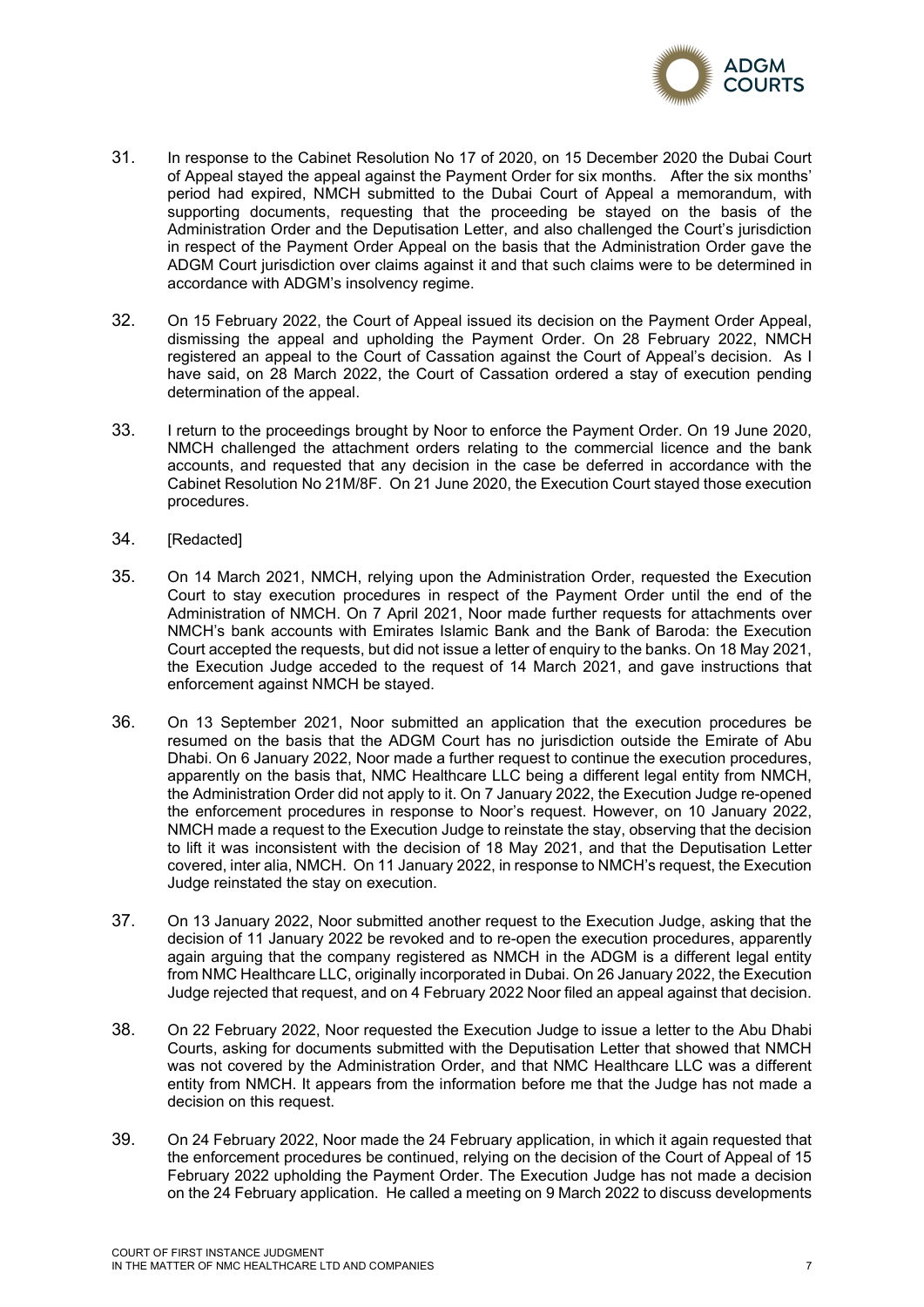31. In response to the Cabinet Resolution No 17 of 2020, on 15 December 2020 the Dubai Court of Appeal stayed the appeal against the Payment Order for six months. After the six months' period had expired, NMCH submitted to the Dubai Court of Appeal a memorandum, with supporting documents, requesting that the proceeding be stayed on the basis of the Administration Order and the Deputisation Letter, and also challenged the Court's jurisdiction in respect of the Payment Order Appeal on the basis that the Administration Order gave the ADGM Court jurisdiction over claims against it and that such claims were to be determined in accordance with ADGM's insolvency regime.

32. On 15 February 2022, the Court of Appeal issued its decision on the Payment Order Appeal, dismissing the appeal and upholding the Payment Order. On 28 February 2022, NMCH registered an appeal to the Court of Cassation against the Court of Appeal's decision. As I have said, on 28 March 2022, the Court of Cassation ordered a stay of execution pending determination of the appeal.

33. I return to the proceedings brought by Noor to enforce the Payment Order. On 19 June 2020, NMCH challenged the attachment orders relating to the commercial licence and the bank accounts, and requested that any decision in the case be deferred in accordance with the Cabinet Resolution No 21M/8F. On 21 June 2020, the Execution Court stayed those execution procedures.

34. [Redacted]

35. On 14 March 2021, NMCH, relying upon the Administration Order, requested the Execution Court to stay execution procedures in respect of the Payment Order until the end of the Administration of NMCH. On 7 April 2021, Noor made further requests for attachments over NMCH's bank accounts with Emirates Islamic Bank and the Bank of Baroda: the Execution Court accepted the requests, but did not issue a letter of enquiry to the banks. On 18 May 2021, the Execution Judge acceded to the request of 14 March 2021, and gave instructions that enforcement against NMCH be stayed.

36. On 13 September 2021, Noor submitted an application that the execution procedures be resumed on the basis that the ADGM Court has no jurisdiction outside the Emirate of Abu Dhabi. On 6 January 2022, Noor made a further request to continue the execution procedures, apparently on the basis that, NMC Healthcare LLC being a different legal entity from NMCH, the Administration Order did not apply to it. On 7 January 2022, the Execution Judge re-opened the enforcement procedures in response to Noor's request. However, on 10 January 2022, NMCH made a request to the Execution Judge to reinstate the stay, observing that the decision to lift it was inconsistent with the decision of 18 May 2021, and that the Deputisation Letter covered, inter alia, NMCH. On 11 January 2022, in response to NMCH's request, the Execution Judge reinstated the stay on execution.

37. On 13 January 2022, Noor submitted another request to the Execution Judge, asking that the decision of 11 January 2022 be revoked and to re-open the execution procedures, apparently again arguing that the company registered as NMCH in the ADGM is a different legal entity from NMC Healthcare LLC, originally incorporated in Dubai. On 26 January 2022, the Execution Judge rejected that request, and on 4 February 2022 Noor filed an appeal against that decision.

38. On 22 February 2022, Noor requested the Execution Judge to issue a letter to the Abu Dhabi Courts, asking for documents submitted with the Deputisation Letter that showed that NMCH was not covered by the Administration Order, and that NMC Healthcare LLC was a different entity from NMCH. It appears from the information before me that the Judge has not made a decision on this request.

39. On 24 February 2022, Noor made the 24 February application, in which it again requested that the enforcement procedures be continued, relying on the decision of the Court of Appeal of 15 February 2022 upholding the Payment Order. The Execution Judge has not made a decision on the 24 February application. He called a meeting on 9 March 2022 to discuss developments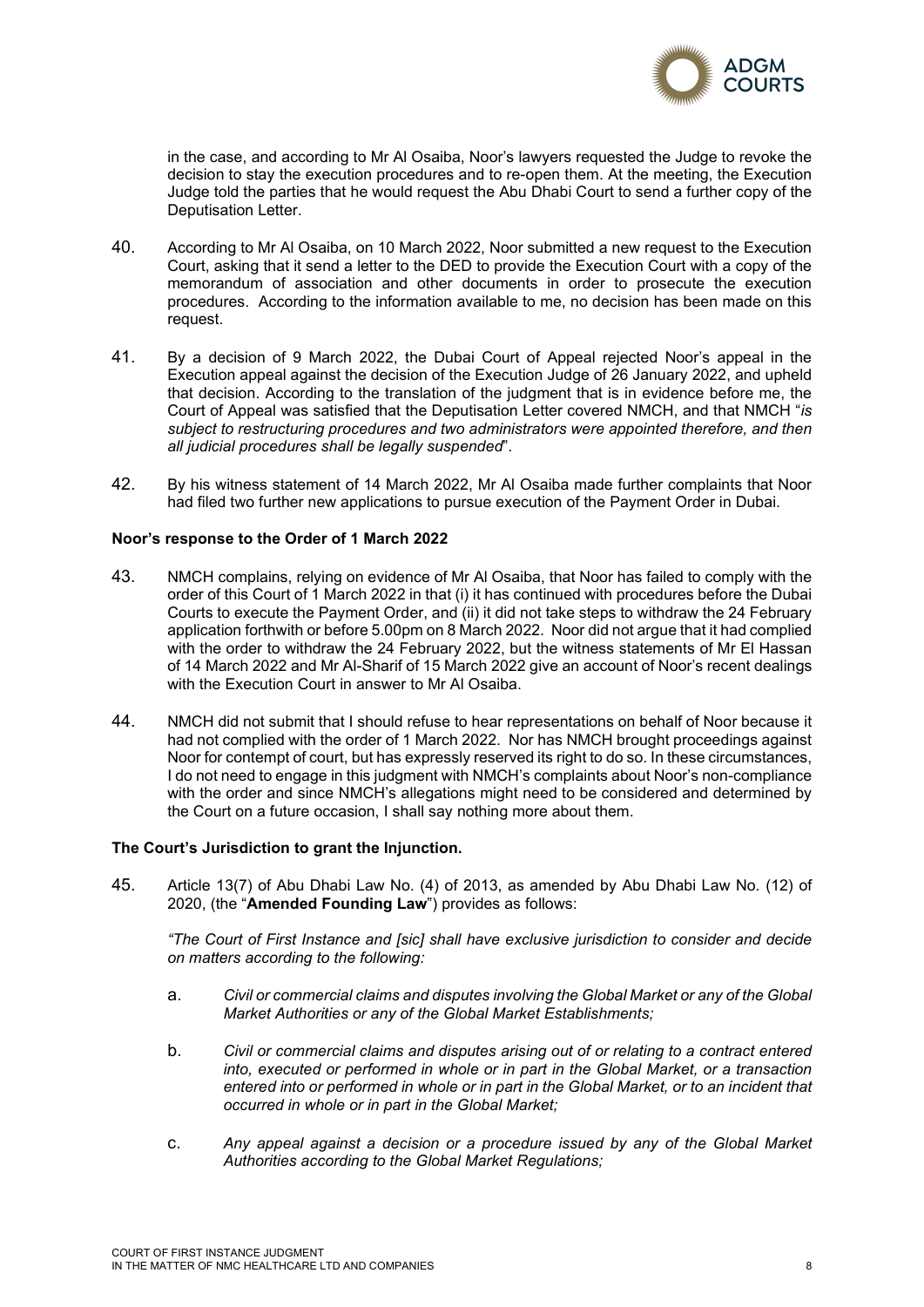in the case, and according to Mr Al Osaiba, Noor's lawyers requested the Judge to revoke the decision to stay the execution procedures and to re-open them. At the meeting, the Execution Judge told the parties that he would request the Abu Dhabi Court to send a further copy of the Deputisation Letter.

40. According to Mr Al Osaiba, on 10 March 2022, Noor submitted a new request to the Execution Court, asking that it send a letter to the DED to provide the Execution Court with a copy of the memorandum of association and other documents in order to prosecute the execution procedures. According to the information available to me, no decision has been made on this request.

41. By a decision of 9 March 2022, the Dubai Court of Appeal rejected Noor's appeal in the Execution appeal against the decision of the Execution Judge of 26 January 2022, and upheld that decision. According to the translation of the judgment that is in evidence before me, the Court of Appeal was satisfied that the Deputisation Letter covered NMCH, and that NMCH "*is subject to restructuring procedures and two administrators were appointed therefore, and then all judicial procedures shall be legally suspended*".

42. By his witness statement of 14 March 2022, Mr Al Osaiba made further complaints that Noor had filed two further new applications to pursue execution of the Payment Order in Dubai.

**Noor's response to the Order of 1 March 2022**

43. NMCH complains, relying on evidence of Mr Al Osaiba, that Noor has failed to comply with the order of this Court of 1 March 2022 in that (i) it has continued with procedures before the Dubai Courts to execute the Payment Order, and (ii) it did not take steps to withdraw the 24 February application forthwith or before 5.00pm on 8 March 2022. Noor did not argue that it had complied with the order to withdraw the 24 February 2022, but the witness statements of Mr El Hassan of 14 March 2022 and Mr Al-Sharif of 15 March 2022 give an account of Noor's recent dealings with the Execution Court in answer to Mr Al Osaiba.

44. NMCH did not submit that I should refuse to hear representations on behalf of Noor because it had not complied with the order of 1 March 2022. Nor has NMCH brought proceedings against Noor for contempt of court, but has expressly reserved its right to do so. In these circumstances, I do not need to engage in this judgment with NMCH's complaints about Noor's non-compliance with the order and since NMCH's allegations might need to be considered and determined by the Court on a future occasion, I shall say nothing more about them.

**The Court's Jurisdiction to grant the Injunction.**

45. Article 13(7) of Abu Dhabi Law No. (4) of 2013, as amended by Abu Dhabi Law No. (12) of 2020, (the "**Amended Founding Law**") provides as follows:

*"The Court of First Instance and [sic] shall have exclusive jurisdiction to consider and decide on matters according to the following:*

a. *Civil or commercial claims and disputes involving the Global Market or any of the Global Market Authorities or any of the Global Market Establishments;*

b. *Civil or commercial claims and disputes arising out of or relating to a contract entered into, executed or performed in whole or in part in the Global Market, or a transaction entered into or performed in whole or in part in the Global Market, or to an incident that occurred in whole or in part in the Global Market;*

c. *Any appeal against a decision or a procedure issued by any of the Global Market Authorities according to the Global Market Regulations;*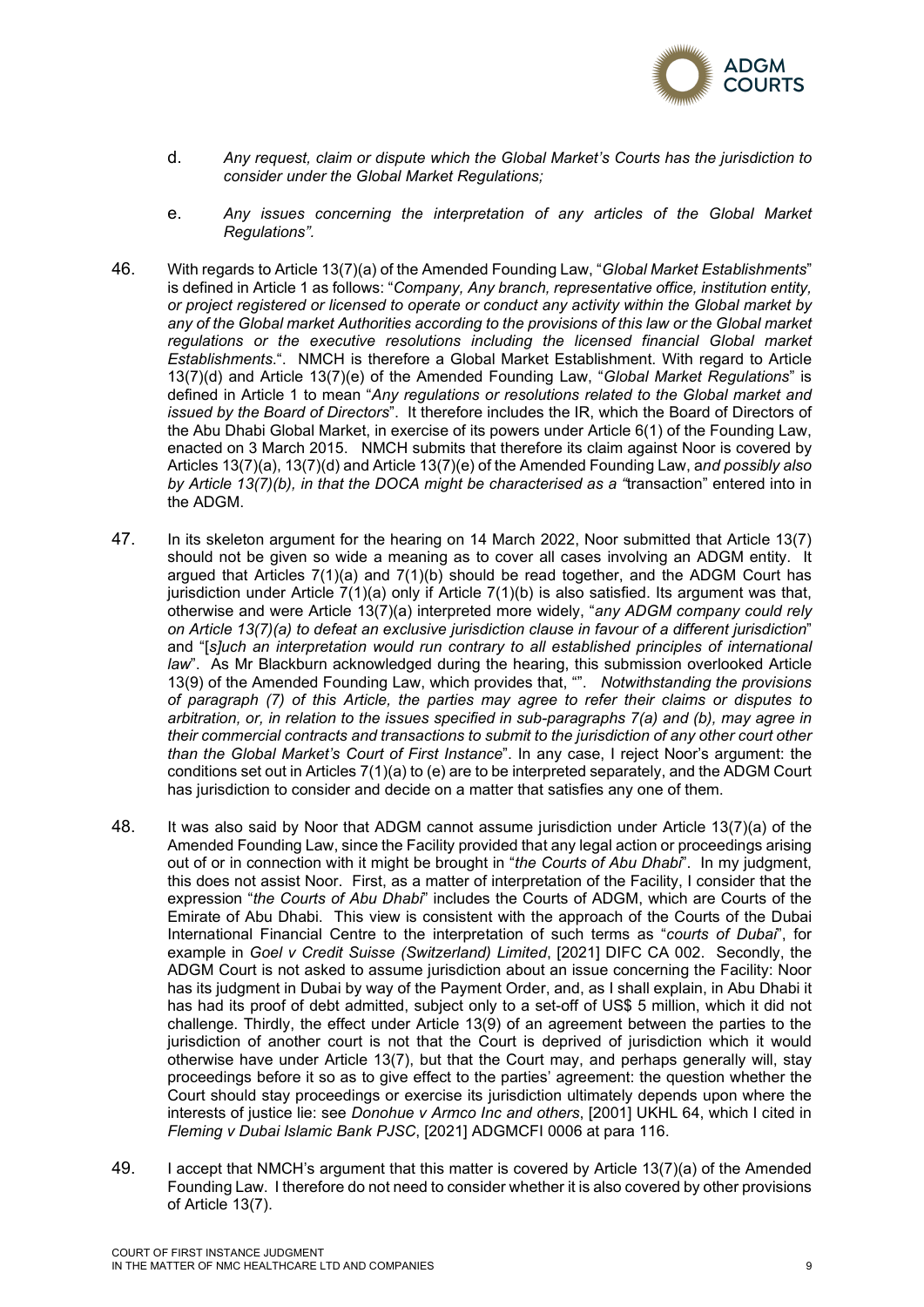d. *Any request, claim or dispute which the Global Market's Courts has the jurisdiction to consider under the Global Market Regulations;*

e. *Any issues concerning the interpretation of any articles of the Global Market Regulations".*

46. With regards to Article 13(7)(a) of the Amended Founding Law, "*Global Market Establishments*" is defined in Article 1 as follows: "*Company, Any branch, representative office, institution entity, or project registered or licensed to operate or conduct any activity within the Global market by any of the Global market Authorities according to the provisions of this law or the Global market regulations or the executive resolutions including the licensed financial Global market Establishments.*". NMCH is therefore a Global Market Establishment. With regard to Article 13(7)(d) and Article 13(7)(e) of the Amended Founding Law, "*Global Market Regulations*" is defined in Article 1 to mean "*Any regulations or resolutions related to the Global market and issued by the Board of Directors*". It therefore includes the IR, which the Board of Directors of the Abu Dhabi Global Market, in exercise of its powers under Article 6(1) of the Founding Law, enacted on 3 March 2015. NMCH submits that therefore its claim against Noor is covered by Articles 13(7)(a), 13(7)(d) and Article 13(7)(e) of the Amended Founding Law, a*nd possibly also by Article 13(7)(b), in that the DOCA might be characterised as a "*transaction" entered into in the ADGM.

47. In its skeleton argument for the hearing on 14 March 2022, Noor submitted that Article 13(7) should not be given so wide a meaning as to cover all cases involving an ADGM entity. It argued that Articles 7(1)(a) and 7(1)(b) should be read together, and the ADGM Court has jurisdiction under Article 7(1)(a) only if Article 7(1)(b) is also satisfied. Its argument was that, otherwise and were Article 13(7)(a) interpreted more widely, "*any ADGM company could rely on Article 13(7)(a) to defeat an exclusive jurisdiction clause in favour of a different jurisdiction*" and "[*s]uch an interpretation would run contrary to all established principles of international law*". As Mr Blackburn acknowledged during the hearing, this submission overlooked Article 13(9) of the Amended Founding Law, which provides that, "". *Notwithstanding the provisions of paragraph (7) of this Article, the parties may agree to refer their claims or disputes to arbitration, or, in relation to the issues specified in sub-paragraphs 7(a) and (b), may agree in their commercial contracts and transactions to submit to the jurisdiction of any other court other than the Global Market's Court of First Instance*". In any case, I reject Noor's argument: the conditions set out in Articles 7(1)(a) to (e) are to be interpreted separately, and the ADGM Court has jurisdiction to consider and decide on a matter that satisfies any one of them.

48. It was also said by Noor that ADGM cannot assume jurisdiction under Article 13(7)(a) of the Amended Founding Law, since the Facility provided that any legal action or proceedings arising out of or in connection with it might be brought in "*the Courts of Abu Dhabi*". In my judgment, this does not assist Noor. First, as a matter of interpretation of the Facility, I consider that the expression "*the Courts of Abu Dhabi*" includes the Courts of ADGM, which are Courts of the Emirate of Abu Dhabi. This view is consistent with the approach of the Courts of the Dubai International Financial Centre to the interpretation of such terms as "*courts of Dubai*", for example in *Goel v Credit Suisse (Switzerland) Limited*, [2021] DIFC CA 002. Secondly, the ADGM Court is not asked to assume jurisdiction about an issue concerning the Facility: Noor has its judgment in Dubai by way of the Payment Order, and, as I shall explain, in Abu Dhabi it has had its proof of debt admitted, subject only to a set-off of US$ 5 million, which it did not challenge. Thirdly, the effect under Article 13(9) of an agreement between the parties to the jurisdiction of another court is not that the Court is deprived of jurisdiction which it would otherwise have under Article 13(7), but that the Court may, and perhaps generally will, stay proceedings before it so as to give effect to the parties' agreement: the question whether the Court should stay proceedings or exercise its jurisdiction ultimately depends upon where the interests of justice lie: see *Donohue v Armco Inc and others*, [2001] UKHL 64, which I cited in *Fleming v Dubai Islamic Bank PJSC*, [2021] ADGMCFI 0006 at para 116.

49. I accept that NMCH's argument that this matter is covered by Article 13(7)(a) of the Amended Founding Law. I therefore do not need to consider whether it is also covered by other provisions of Article 13(7).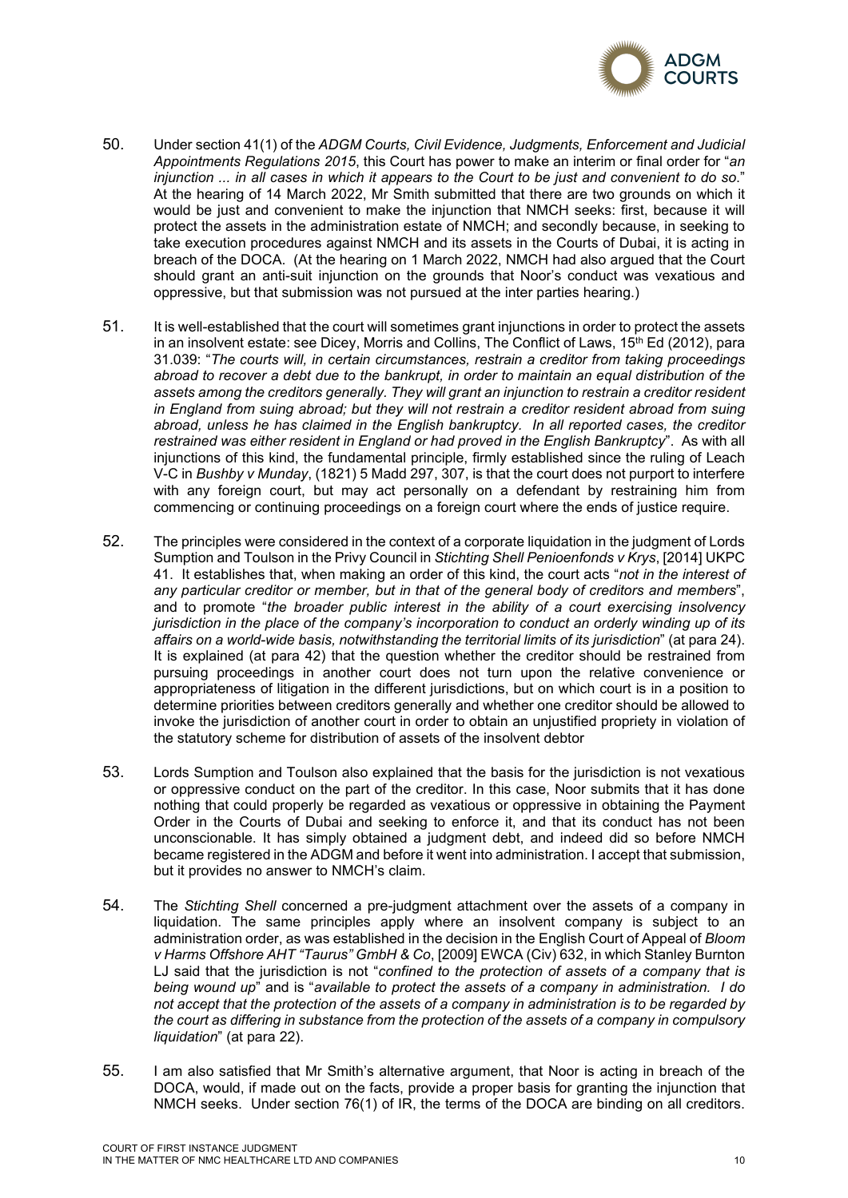50. Under section 41(1) of the *ADGM Courts, Civil Evidence, Judgments, Enforcement and Judicial Appointments Regulations 2015*, this Court has power to make an interim or final order for "*an injunction ... in all cases in which it appears to the Court to be just and convenient to do so*." At the hearing of 14 March 2022, Mr Smith submitted that there are two grounds on which it would be just and convenient to make the injunction that NMCH seeks: first, because it will protect the assets in the administration estate of NMCH; and secondly because, in seeking to take execution procedures against NMCH and its assets in the Courts of Dubai, it is acting in breach of the DOCA. (At the hearing on 1 March 2022, NMCH had also argued that the Court should grant an anti-suit injunction on the grounds that Noor's conduct was vexatious and oppressive, but that submission was not pursued at the inter parties hearing.)

51. It is well-established that the court will sometimes grant injunctions in order to protect the assets in an insolvent estate: see Dicey, Morris and Collins, The Conflict of Laws, 15th Ed (2012), para 31.039: "*The courts will, in certain circumstances, restrain a creditor from taking proceedings abroad to recover a debt due to the bankrupt, in order to maintain an equal distribution of the assets among the creditors generally. They will grant an injunction to restrain a creditor resident in England from suing abroad; but they will not restrain a creditor resident abroad from suing abroad, unless he has claimed in the English bankruptcy. In all reported cases, the creditor restrained was either resident in England or had proved in the English Bankruptcy*". As with all injunctions of this kind, the fundamental principle, firmly established since the ruling of Leach V-C in *Bushby v Munday*, (1821) 5 Madd 297, 307, is that the court does not purport to interfere with any foreign court, but may act personally on a defendant by restraining him from commencing or continuing proceedings on a foreign court where the ends of justice require.

52. The principles were considered in the context of a corporate liquidation in the judgment of Lords Sumption and Toulson in the Privy Council in *Stichting Shell Penioenfonds v Krys*, [2014] UKPC 41. It establishes that, when making an order of this kind, the court acts "*not in the interest of any particular creditor or member, but in that of the general body of creditors and members*", and to promote "*the broader public interest in the ability of a court exercising insolvency jurisdiction in the place of the company's incorporation to conduct an orderly winding up of its affairs on a world-wide basis, notwithstanding the territorial limits of its jurisdiction*" (at para 24). It is explained (at para 42) that the question whether the creditor should be restrained from pursuing proceedings in another court does not turn upon the relative convenience or appropriateness of litigation in the different jurisdictions, but on which court is in a position to determine priorities between creditors generally and whether one creditor should be allowed to invoke the jurisdiction of another court in order to obtain an unjustified propriety in violation of the statutory scheme for distribution of assets of the insolvent debtor

53. Lords Sumption and Toulson also explained that the basis for the jurisdiction is not vexatious or oppressive conduct on the part of the creditor. In this case, Noor submits that it has done nothing that could properly be regarded as vexatious or oppressive in obtaining the Payment Order in the Courts of Dubai and seeking to enforce it, and that its conduct has not been unconscionable. It has simply obtained a judgment debt, and indeed did so before NMCH became registered in the ADGM and before it went into administration. I accept that submission, but it provides no answer to NMCH's claim.

54. The *Stichting Shell* concerned a pre-judgment attachment over the assets of a company in liquidation. The same principles apply where an insolvent company is subject to an administration order, as was established in the decision in the English Court of Appeal of *Bloom v Harms Offshore AHT "Taurus" GmbH & Co*, [2009] EWCA (Civ) 632, in which Stanley Burnton LJ said that the jurisdiction is not "*confined to the protection of assets of a company that is being wound up*" and is "*available to protect the assets of a company in administration. I do not accept that the protection of the assets of a company in administration is to be regarded by the court as differing in substance from the protection of the assets of a company in compulsory liquidation*" (at para 22).

55. I am also satisfied that Mr Smith's alternative argument, that Noor is acting in breach of the DOCA, would, if made out on the facts, provide a proper basis for granting the injunction that NMCH seeks. Under section 76(1) of IR, the terms of the DOCA are binding on all creditors.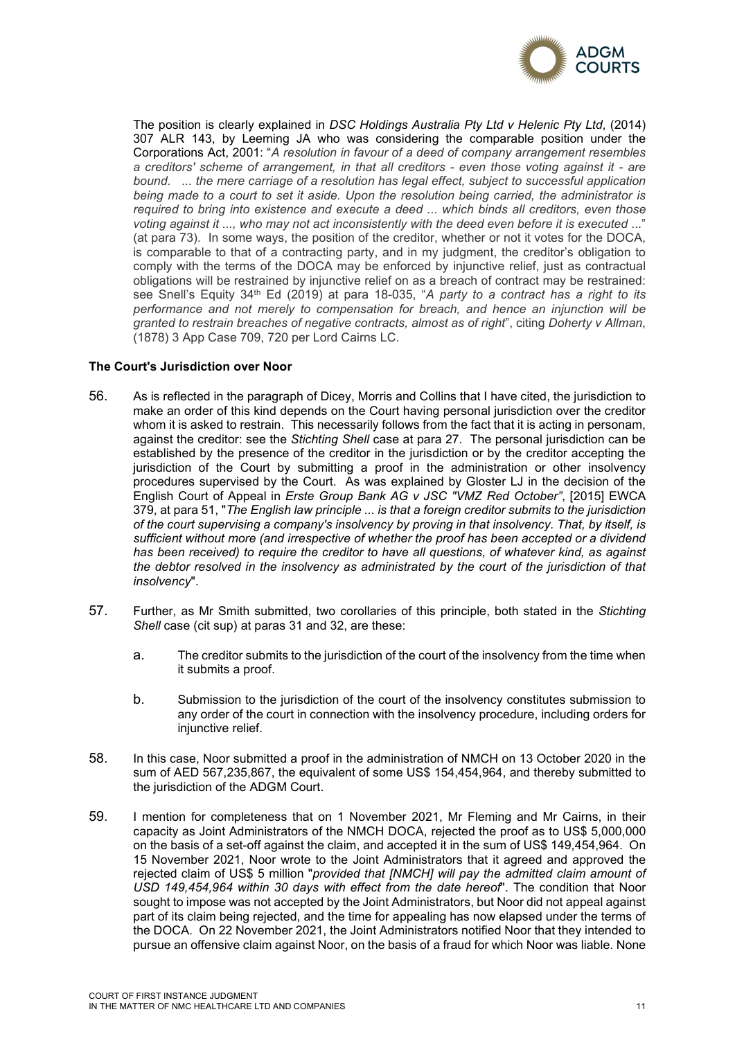The position is clearly explained in *DSC Holdings Australia Pty Ltd v Helenic Pty Ltd*, (2014) 307 ALR 143, by Leeming JA who was considering the comparable position under the Corporations Act, 2001: "*A resolution in favour of a deed of company arrangement resembles a creditors' scheme of arrangement, in that all creditors - even those voting against it - are bound. ... the mere carriage of a resolution has legal effect, subject to successful application being made to a court to set it aside. Upon the resolution being carried, the administrator is required to bring into existence and execute a deed ... which binds all creditors, even those voting against it ..., who may not act inconsistently with the deed even before it is executed* ..." (at para 73). In some ways, the position of the creditor, whether or not it votes for the DOCA, is comparable to that of a contracting party, and in my judgment, the creditor's obligation to comply with the terms of the DOCA may be enforced by injunctive relief, just as contractual obligations will be restrained by injunctive relief on as a breach of contract may be restrained: see Snell's Equity 34th Ed (2019) at para 18-035, "*A party to a contract has a right to its performance and not merely to compensation for breach, and hence an injunction will be granted to restrain breaches of negative contracts, almost as of right*", citing *Doherty v Allman*, (1878) 3 App Case 709, 720 per Lord Cairns LC.

**The Court's Jurisdiction over Noor**

56. As is reflected in the paragraph of Dicey, Morris and Collins that I have cited, the jurisdiction to make an order of this kind depends on the Court having personal jurisdiction over the creditor whom it is asked to restrain. This necessarily follows from the fact that it is acting in personam, against the creditor: see the *Stichting Shell* case at para 27. The personal jurisdiction can be established by the presence of the creditor in the jurisdiction or by the creditor accepting the jurisdiction of the Court by submitting a proof in the administration or other insolvency procedures supervised by the Court. As was explained by Gloster LJ in the decision of the English Court of Appeal in *Erste Group Bank AG v JSC "VMZ Red October"*, [2015] EWCA 379, at para 51, "*The English law principle ... is that a foreign creditor submits to the jurisdiction of the court supervising a company's insolvency by proving in that insolvency. That, by itself, is sufficient without more (and irrespective of whether the proof has been accepted or a dividend has been received) to require the creditor to have all questions, of whatever kind, as against the debtor resolved in the insolvency as administrated by the court of the jurisdiction of that insolvency*".

57. Further, as Mr Smith submitted, two corollaries of this principle, both stated in the *Stichting Shell* case (cit sup) at paras 31 and 32, are these:

    a. The creditor submits to the jurisdiction of the court of the insolvency from the time when it submits a proof.

    b. Submission to the jurisdiction of the court of the insolvency constitutes submission to any order of the court in connection with the insolvency procedure, including orders for injunctive relief.

58. In this case, Noor submitted a proof in the administration of NMCH on 13 October 2020 in the sum of AED 567,235,867, the equivalent of some US$ 154,454,964, and thereby submitted to the jurisdiction of the ADGM Court.

59. I mention for completeness that on 1 November 2021, Mr Fleming and Mr Cairns, in their capacity as Joint Administrators of the NMCH DOCA, rejected the proof as to US$ 5,000,000 on the basis of a set-off against the claim, and accepted it in the sum of US$ 149,454,964. On 15 November 2021, Noor wrote to the Joint Administrators that it agreed and approved the rejected claim of US$ 5 million "*provided that [NMCH] will pay the admitted claim amount of USD 149,454,964 within 30 days with effect from the date hereof*". The condition that Noor sought to impose was not accepted by the Joint Administrators, but Noor did not appeal against part of its claim being rejected, and the time for appealing has now elapsed under the terms of the DOCA. On 22 November 2021, the Joint Administrators notified Noor that they intended to pursue an offensive claim against Noor, on the basis of a fraud for which Noor was liable. None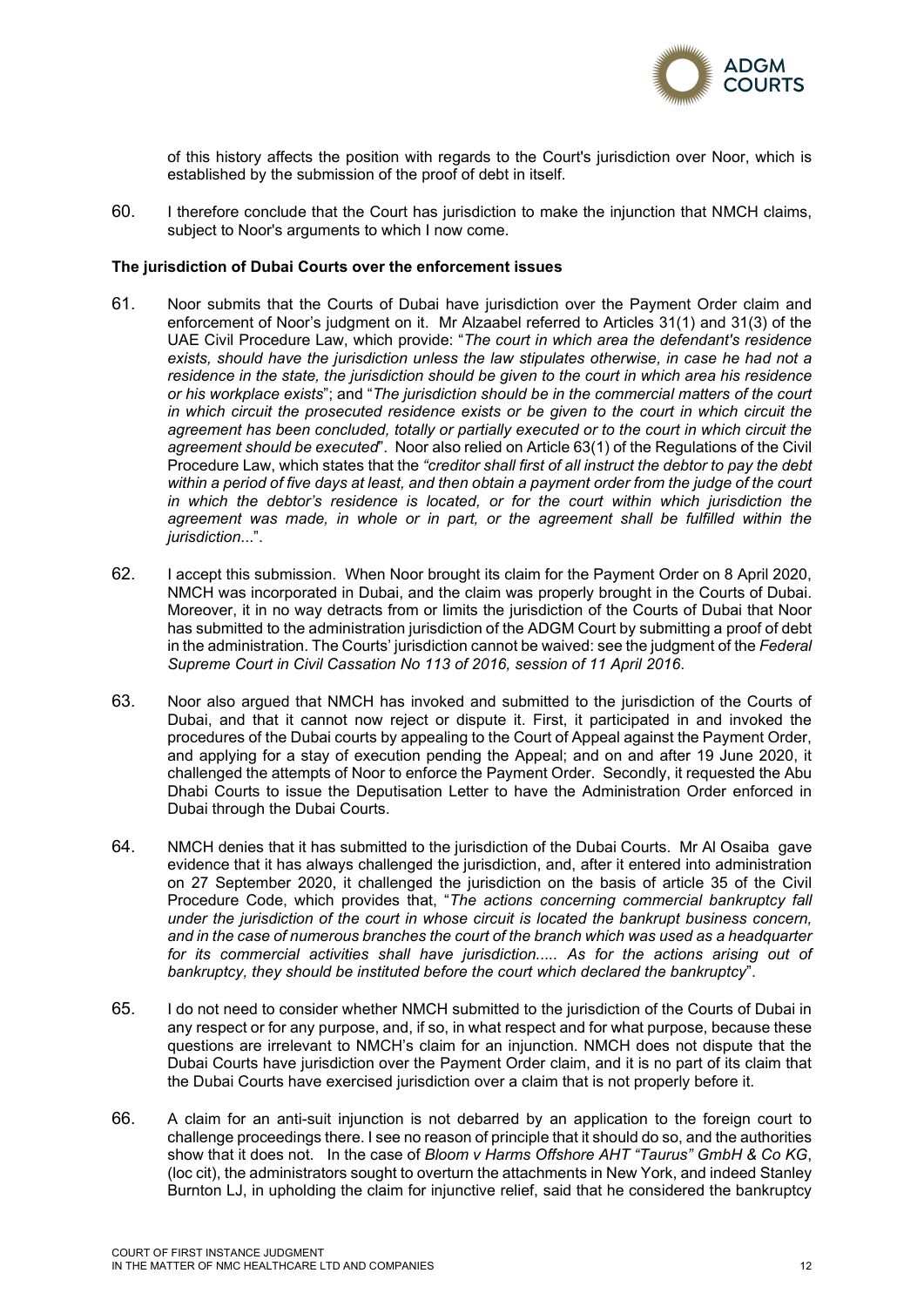of this history affects the position with regards to the Court's jurisdiction over Noor, which is established by the submission of the proof of debt in itself.

60. I therefore conclude that the Court has jurisdiction to make the injunction that NMCH claims, subject to Noor's arguments to which I now come.

**The jurisdiction of Dubai Courts over the enforcement issues**

61. Noor submits that the Courts of Dubai have jurisdiction over the Payment Order claim and enforcement of Noor's judgment on it. Mr Alzaabel referred to Articles 31(1) and 31(3) of the UAE Civil Procedure Law, which provide: "*The court in which area the defendant's residence exists, should have the jurisdiction unless the law stipulates otherwise, in case he had not a residence in the state, the jurisdiction should be given to the court in which area his residence or his workplace exists*"; and "*The jurisdiction should be in the commercial matters of the court in which circuit the prosecuted residence exists or be given to the court in which circuit the agreement has been concluded, totally or partially executed or to the court in which circuit the agreement should be executed*". Noor also relied on Article 63(1) of the Regulations of the Civil Procedure Law, which states that the *"creditor shall first of all instruct the debtor to pay the debt within a period of five days at least, and then obtain a payment order from the judge of the court in which the debtor's residence is located, or for the court within which jurisdiction the agreement was made, in whole or in part, or the agreement shall be fulfilled within the jurisdiction*...".

62. I accept this submission. When Noor brought its claim for the Payment Order on 8 April 2020, NMCH was incorporated in Dubai, and the claim was properly brought in the Courts of Dubai. Moreover, it in no way detracts from or limits the jurisdiction of the Courts of Dubai that Noor has submitted to the administration jurisdiction of the ADGM Court by submitting a proof of debt in the administration. The Courts' jurisdiction cannot be waived: see the judgment of the *Federal Supreme Court in Civil Cassation No 113 of 2016, session of 11 April 2016*.

63. Noor also argued that NMCH has invoked and submitted to the jurisdiction of the Courts of Dubai, and that it cannot now reject or dispute it. First, it participated in and invoked the procedures of the Dubai courts by appealing to the Court of Appeal against the Payment Order, and applying for a stay of execution pending the Appeal; and on and after 19 June 2020, it challenged the attempts of Noor to enforce the Payment Order. Secondly, it requested the Abu Dhabi Courts to issue the Deputisation Letter to have the Administration Order enforced in Dubai through the Dubai Courts.

64. NMCH denies that it has submitted to the jurisdiction of the Dubai Courts. Mr Al Osaiba gave evidence that it has always challenged the jurisdiction, and, after it entered into administration on 27 September 2020, it challenged the jurisdiction on the basis of article 35 of the Civil Procedure Code, which provides that, "*The actions concerning commercial bankruptcy fall under the jurisdiction of the court in whose circuit is located the bankrupt business concern, and in the case of numerous branches the court of the branch which was used as a headquarter for its commercial activities shall have jurisdiction..... As for the actions arising out of bankruptcy, they should be instituted before the court which declared the bankruptcy*".

65. I do not need to consider whether NMCH submitted to the jurisdiction of the Courts of Dubai in any respect or for any purpose, and, if so, in what respect and for what purpose, because these questions are irrelevant to NMCH's claim for an injunction. NMCH does not dispute that the Dubai Courts have jurisdiction over the Payment Order claim, and it is no part of its claim that the Dubai Courts have exercised jurisdiction over a claim that is not properly before it.

66. A claim for an anti-suit injunction is not debarred by an application to the foreign court to challenge proceedings there. I see no reason of principle that it should do so, and the authorities show that it does not. In the case of *Bloom v Harms Offshore AHT "Taurus" GmbH & Co KG*, (loc cit), the administrators sought to overturn the attachments in New York, and indeed Stanley Burnton LJ, in upholding the claim for injunctive relief, said that he considered the bankruptcy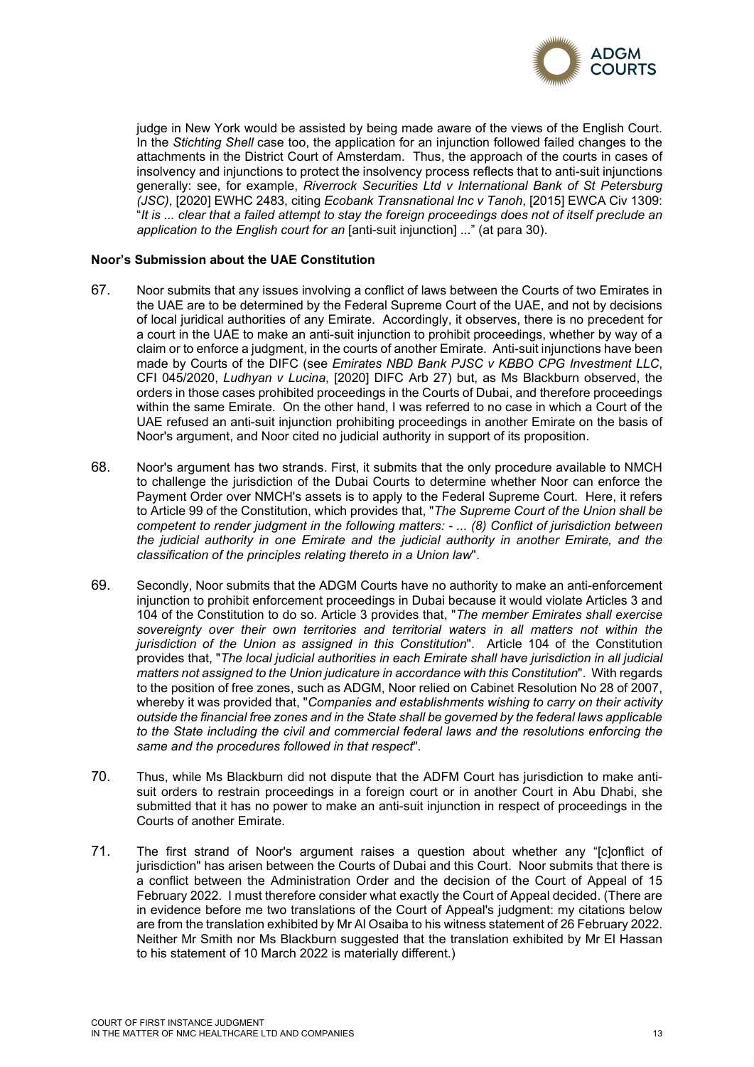judge in New York would be assisted by being made aware of the views of the English Court. In the *Stichting Shell* case too, the application for an injunction followed failed changes to the attachments in the District Court of Amsterdam. Thus, the approach of the courts in cases of insolvency and injunctions to protect the insolvency process reflects that to anti-suit injunctions generally: see, for example, *Riverrock Securities Ltd v International Bank of St Petersburg (JSC)*, [2020] EWHC 2483, citing *Ecobank Transnational Inc v Tanoh*, [2015] EWCA Civ 1309: "*It is ... clear that a failed attempt to stay the foreign proceedings does not of itself preclude an application to the English court for an* [anti-suit injunction] ..." (at para 30).

**Noor's Submission about the UAE Constitution**

67. Noor submits that any issues involving a conflict of laws between the Courts of two Emirates in the UAE are to be determined by the Federal Supreme Court of the UAE, and not by decisions of local juridical authorities of any Emirate. Accordingly, it observes, there is no precedent for a court in the UAE to make an anti-suit injunction to prohibit proceedings, whether by way of a claim or to enforce a judgment, in the courts of another Emirate. Anti-suit injunctions have been made by Courts of the DIFC (see *Emirates NBD Bank PJSC v KBBO CPG Investment LLC*, CFI 045/2020, *Ludhyan v Lucina*, [2020] DIFC Arb 27) but, as Ms Blackburn observed, the orders in those cases prohibited proceedings in the Courts of Dubai, and therefore proceedings within the same Emirate. On the other hand, I was referred to no case in which a Court of the UAE refused an anti-suit injunction prohibiting proceedings in another Emirate on the basis of Noor's argument, and Noor cited no judicial authority in support of its proposition.

68. Noor's argument has two strands. First, it submits that the only procedure available to NMCH to challenge the jurisdiction of the Dubai Courts to determine whether Noor can enforce the Payment Order over NMCH's assets is to apply to the Federal Supreme Court. Here, it refers to Article 99 of the Constitution, which provides that, "*The Supreme Court of the Union shall be competent to render judgment in the following matters: - ... (8) Conflict of jurisdiction between the judicial authority in one Emirate and the judicial authority in another Emirate, and the classification of the principles relating thereto in a Union law*".

69. Secondly, Noor submits that the ADGM Courts have no authority to make an anti-enforcement injunction to prohibit enforcement proceedings in Dubai because it would violate Articles 3 and 104 of the Constitution to do so. Article 3 provides that, "*The member Emirates shall exercise sovereignty over their own territories and territorial waters in all matters not within the jurisdiction of the Union as assigned in this Constitution*". Article 104 of the Constitution provides that, "*The local judicial authorities in each Emirate shall have jurisdiction in all judicial matters not assigned to the Union judicature in accordance with this Constitution*". With regards to the position of free zones, such as ADGM, Noor relied on Cabinet Resolution No 28 of 2007, whereby it was provided that, "*Companies and establishments wishing to carry on their activity outside the financial free zones and in the State shall be governed by the federal laws applicable to the State including the civil and commercial federal laws and the resolutions enforcing the same and the procedures followed in that respect*".

70. Thus, while Ms Blackburn did not dispute that the ADFM Court has jurisdiction to make anti-suit orders to restrain proceedings in a foreign court or in another Court in Abu Dhabi, she submitted that it has no power to make an anti-suit injunction in respect of proceedings in the Courts of another Emirate.

71. The first strand of Noor's argument raises a question about whether any "[c]onflict of jurisdiction" has arisen between the Courts of Dubai and this Court. Noor submits that there is a conflict between the Administration Order and the decision of the Court of Appeal of 15 February 2022. I must therefore consider what exactly the Court of Appeal decided. (There are in evidence before me two translations of the Court of Appeal's judgment: my citations below are from the translation exhibited by Mr Al Osaiba to his witness statement of 26 February 2022. Neither Mr Smith nor Ms Blackburn suggested that the translation exhibited by Mr El Hassan to his statement of 10 March 2022 is materially different.)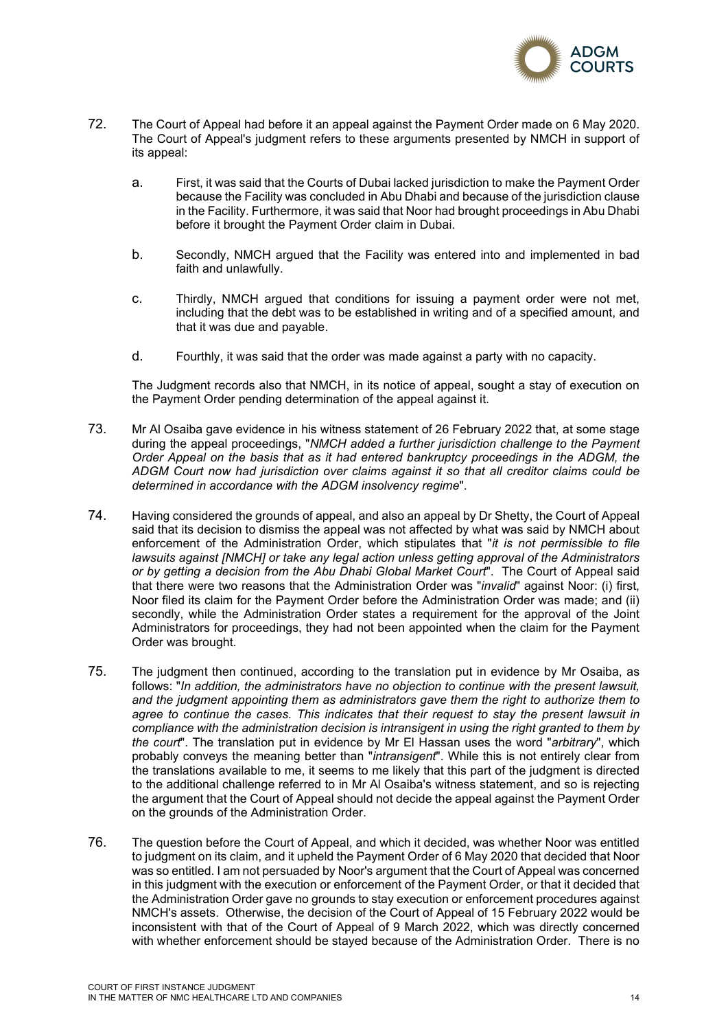72. The Court of Appeal had before it an appeal against the Payment Order made on 6 May 2020. The Court of Appeal's judgment refers to these arguments presented by NMCH in support of its appeal:

    a. First, it was said that the Courts of Dubai lacked jurisdiction to make the Payment Order because the Facility was concluded in Abu Dhabi and because of the jurisdiction clause in the Facility. Furthermore, it was said that Noor had brought proceedings in Abu Dhabi before it brought the Payment Order claim in Dubai.

    b. Secondly, NMCH argued that the Facility was entered into and implemented in bad faith and unlawfully.

    c. Thirdly, NMCH argued that conditions for issuing a payment order were not met, including that the debt was to be established in writing and of a specified amount, and that it was due and payable.

    d. Fourthly, it was said that the order was made against a party with no capacity.

    The Judgment records also that NMCH, in its notice of appeal, sought a stay of execution on the Payment Order pending determination of the appeal against it.

73. Mr Al Osaiba gave evidence in his witness statement of 26 February 2022 that, at some stage during the appeal proceedings, "*NMCH added a further jurisdiction challenge to the Payment Order Appeal on the basis that as it had entered bankruptcy proceedings in the ADGM, the ADGM Court now had jurisdiction over claims against it so that all creditor claims could be determined in accordance with the ADGM insolvency regime*".

74. Having considered the grounds of appeal, and also an appeal by Dr Shetty, the Court of Appeal said that its decision to dismiss the appeal was not affected by what was said by NMCH about enforcement of the Administration Order, which stipulates that "*it is not permissible to file lawsuits against [NMCH] or take any legal action unless getting approval of the Administrators or by getting a decision from the Abu Dhabi Global Market Court*". The Court of Appeal said that there were two reasons that the Administration Order was "*invalid*" against Noor: (i) first, Noor filed its claim for the Payment Order before the Administration Order was made; and (ii) secondly, while the Administration Order states a requirement for the approval of the Joint Administrators for proceedings, they had not been appointed when the claim for the Payment Order was brought.

75. The judgment then continued, according to the translation put in evidence by Mr Osaiba, as follows: "*In addition, the administrators have no objection to continue with the present lawsuit, and the judgment appointing them as administrators gave them the right to authorize them to agree to continue the cases. This indicates that their request to stay the present lawsuit in compliance with the administration decision is intransigent in using the right granted to them by the court*". The translation put in evidence by Mr El Hassan uses the word "*arbitrary*", which probably conveys the meaning better than "*intransigent*". While this is not entirely clear from the translations available to me, it seems to me likely that this part of the judgment is directed to the additional challenge referred to in Mr Al Osaiba's witness statement, and so is rejecting the argument that the Court of Appeal should not decide the appeal against the Payment Order on the grounds of the Administration Order.

76. The question before the Court of Appeal, and which it decided, was whether Noor was entitled to judgment on its claim, and it upheld the Payment Order of 6 May 2020 that decided that Noor was so entitled. I am not persuaded by Noor's argument that the Court of Appeal was concerned in this judgment with the execution or enforcement of the Payment Order, or that it decided that the Administration Order gave no grounds to stay execution or enforcement procedures against NMCH's assets. Otherwise, the decision of the Court of Appeal of 15 February 2022 would be inconsistent with that of the Court of Appeal of 9 March 2022, which was directly concerned with whether enforcement should be stayed because of the Administration Order. There is no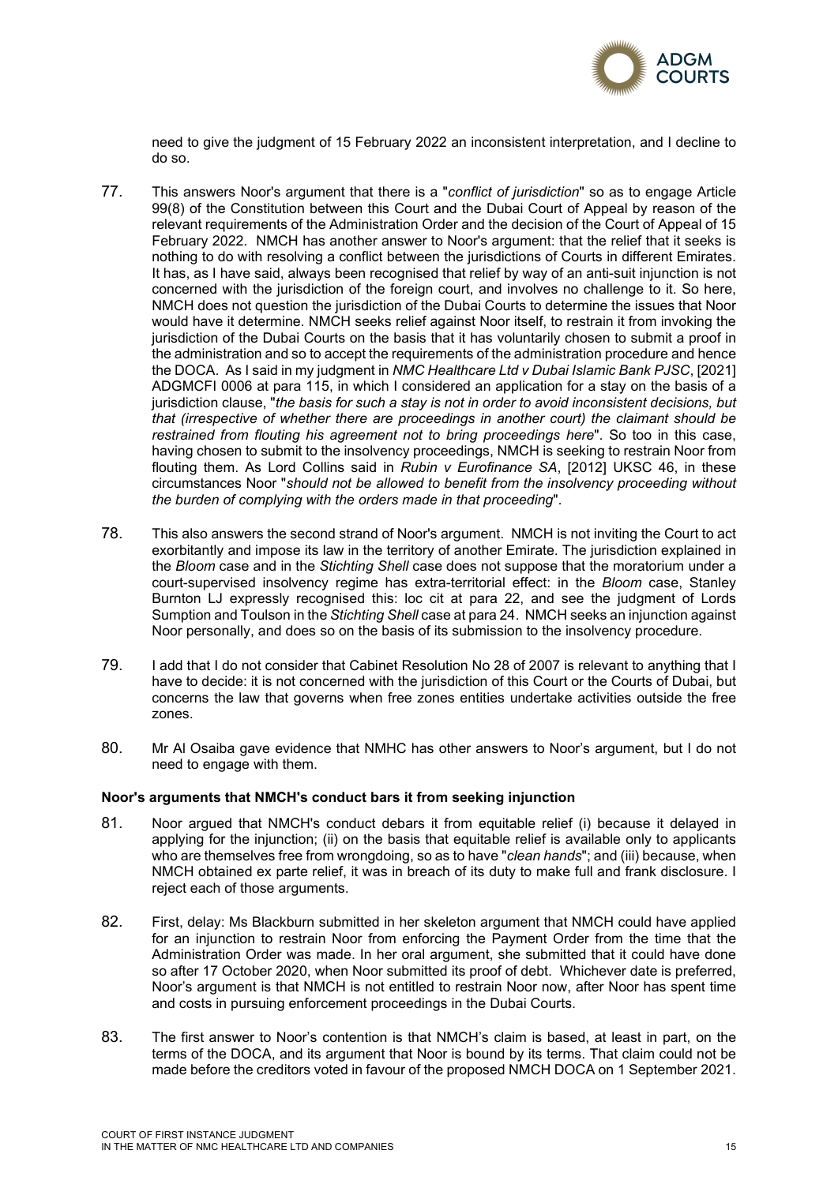need to give the judgment of 15 February 2022 an inconsistent interpretation, and I decline to do so.

77. This answers Noor's argument that there is a "*conflict of jurisdiction*" so as to engage Article 99(8) of the Constitution between this Court and the Dubai Court of Appeal by reason of the relevant requirements of the Administration Order and the decision of the Court of Appeal of 15 February 2022. NMCH has another answer to Noor's argument: that the relief that it seeks is nothing to do with resolving a conflict between the jurisdictions of Courts in different Emirates. It has, as I have said, always been recognised that relief by way of an anti-suit injunction is not concerned with the jurisdiction of the foreign court, and involves no challenge to it. So here, NMCH does not question the jurisdiction of the Dubai Courts to determine the issues that Noor would have it determine. NMCH seeks relief against Noor itself, to restrain it from invoking the jurisdiction of the Dubai Courts on the basis that it has voluntarily chosen to submit a proof in the administration and so to accept the requirements of the administration procedure and hence the DOCA. As I said in my judgment in *NMC Healthcare Ltd v Dubai Islamic Bank PJSC*, [2021] ADGMCFI 0006 at para 115, in which I considered an application for a stay on the basis of a jurisdiction clause, "*the basis for such a stay is not in order to avoid inconsistent decisions, but that (irrespective of whether there are proceedings in another court) the claimant should be restrained from flouting his agreement not to bring proceedings here*". So too in this case, having chosen to submit to the insolvency proceedings, NMCH is seeking to restrain Noor from flouting them. As Lord Collins said in *Rubin v Eurofinance SA*, [2012] UKSC 46, in these circumstances Noor "*should not be allowed to benefit from the insolvency proceeding without the burden of complying with the orders made in that proceeding*".

78. This also answers the second strand of Noor's argument. NMCH is not inviting the Court to act exorbitantly and impose its law in the territory of another Emirate. The jurisdiction explained in the *Bloom* case and in the *Stichting Shell* case does not suppose that the moratorium under a court-supervised insolvency regime has extra-territorial effect: in the *Bloom* case, Stanley Burnton LJ expressly recognised this: loc cit at para 22, and see the judgment of Lords Sumption and Toulson in the *Stichting Shell* case at para 24. NMCH seeks an injunction against Noor personally, and does so on the basis of its submission to the insolvency procedure.

79. I add that I do not consider that Cabinet Resolution No 28 of 2007 is relevant to anything that I have to decide: it is not concerned with the jurisdiction of this Court or the Courts of Dubai, but concerns the law that governs when free zones entities undertake activities outside the free zones.

80. Mr Al Osaiba gave evidence that NMHC has other answers to Noor's argument, but I do not need to engage with them.

### Noor's arguments that NMCH's conduct bars it from seeking injunction

81. Noor argued that NMCH's conduct debars it from equitable relief (i) because it delayed in applying for the injunction; (ii) on the basis that equitable relief is available only to applicants who are themselves free from wrongdoing, so as to have "*clean hands*"; and (iii) because, when NMCH obtained ex parte relief, it was in breach of its duty to make full and frank disclosure. I reject each of those arguments.

82. First, delay: Ms Blackburn submitted in her skeleton argument that NMCH could have applied for an injunction to restrain Noor from enforcing the Payment Order from the time that the Administration Order was made. In her oral argument, she submitted that it could have done so after 17 October 2020, when Noor submitted its proof of debt. Whichever date is preferred, Noor's argument is that NMCH is not entitled to restrain Noor now, after Noor has spent time and costs in pursuing enforcement proceedings in the Dubai Courts.

83. The first answer to Noor's contention is that NMCH's claim is based, at least in part, on the terms of the DOCA, and its argument that Noor is bound by its terms. That claim could not be made before the creditors voted in favour of the proposed NMCH DOCA on 1 September 2021.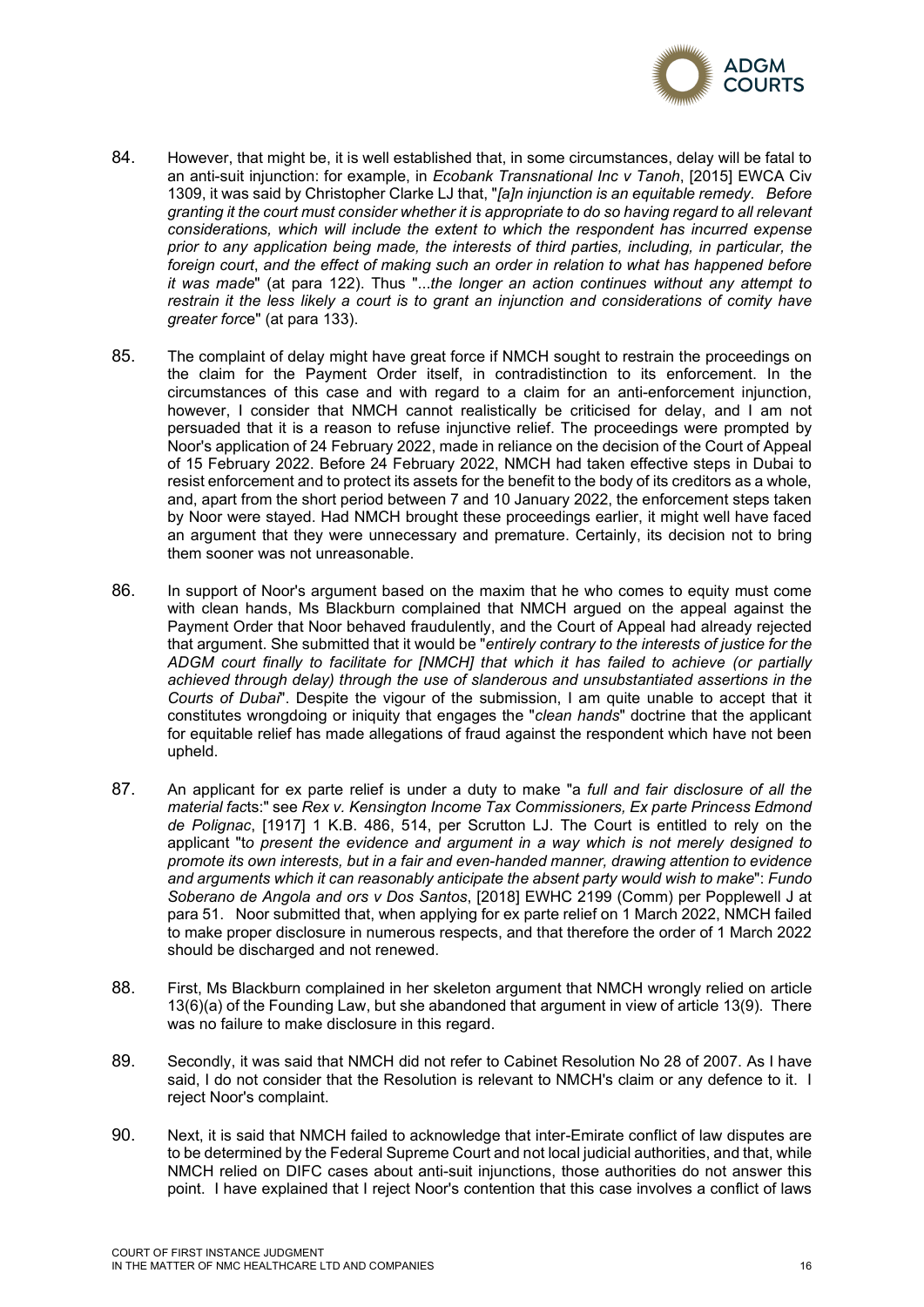84. However, that might be, it is well established that, in some circumstances, delay will be fatal to an anti-suit injunction: for example, in *Ecobank Transnational Inc v Tanoh*, [2015] EWCA Civ 1309, it was said by Christopher Clarke LJ that, "*[a]n injunction is an equitable remedy. Before granting it the court must consider whether it is appropriate to do so having regard to all relevant considerations, which will include the extent to which the respondent has incurred expense prior to any application being made, the interests of third parties, including, in particular, the foreign court, and the effect of making such an order in relation to what has happened before it was made*" (at para 122). Thus "...*the longer an action continues without any attempt to restrain it the less likely a court is to grant an injunction and considerations of comity have greater forc*e" (at para 133).

85. The complaint of delay might have great force if NMCH sought to restrain the proceedings on the claim for the Payment Order itself, in contradistinction to its enforcement. In the circumstances of this case and with regard to a claim for an anti-enforcement injunction, however, I consider that NMCH cannot realistically be criticised for delay, and I am not persuaded that it is a reason to refuse injunctive relief. The proceedings were prompted by Noor's application of 24 February 2022, made in reliance on the decision of the Court of Appeal of 15 February 2022. Before 24 February 2022, NMCH had taken effective steps in Dubai to resist enforcement and to protect its assets for the benefit to the body of its creditors as a whole, and, apart from the short period between 7 and 10 January 2022, the enforcement steps taken by Noor were stayed. Had NMCH brought these proceedings earlier, it might well have faced an argument that they were unnecessary and premature. Certainly, its decision not to bring them sooner was not unreasonable.

86. In support of Noor's argument based on the maxim that he who comes to equity must come with clean hands, Ms Blackburn complained that NMCH argued on the appeal against the Payment Order that Noor behaved fraudulently, and the Court of Appeal had already rejected that argument. She submitted that it would be "*entirely contrary to the interests of justice for the ADGM court finally to facilitate for [NMCH] that which it has failed to achieve (or partially achieved through delay) through the use of slanderous and unsubstantiated assertions in the Courts of Dubai*". Despite the vigour of the submission, I am quite unable to accept that it constitutes wrongdoing or iniquity that engages the "*clean hands*" doctrine that the applicant for equitable relief has made allegations of fraud against the respondent which have not been upheld.

87. An applicant for ex parte relief is under a duty to make "a *full and fair disclosure of all the material fac*ts:" see *Rex v. Kensington Income Tax Commissioners, Ex parte Princess Edmond de Polignac*, [1917] 1 K.B. 486, 514, per Scrutton LJ. The Court is entitled to rely on the applicant "t*o present the evidence and argument in a way which is not merely designed to promote its own interests, but in a fair and even-handed manner, drawing attention to evidence and arguments which it can reasonably anticipate the absent party would wish to make*": *Fundo Soberano de Angola and ors v Dos Santos*, [2018] EWHC 2199 (Comm) per Popplewell J at para 51. Noor submitted that, when applying for ex parte relief on 1 March 2022, NMCH failed to make proper disclosure in numerous respects, and that therefore the order of 1 March 2022 should be discharged and not renewed.

88. First, Ms Blackburn complained in her skeleton argument that NMCH wrongly relied on article 13(6)(a) of the Founding Law, but she abandoned that argument in view of article 13(9). There was no failure to make disclosure in this regard.

89. Secondly, it was said that NMCH did not refer to Cabinet Resolution No 28 of 2007. As I have said, I do not consider that the Resolution is relevant to NMCH's claim or any defence to it. I reject Noor's complaint.

90. Next, it is said that NMCH failed to acknowledge that inter-Emirate conflict of law disputes are to be determined by the Federal Supreme Court and not local judicial authorities, and that, while NMCH relied on DIFC cases about anti-suit injunctions, those authorities do not answer this point. I have explained that I reject Noor's contention that this case involves a conflict of laws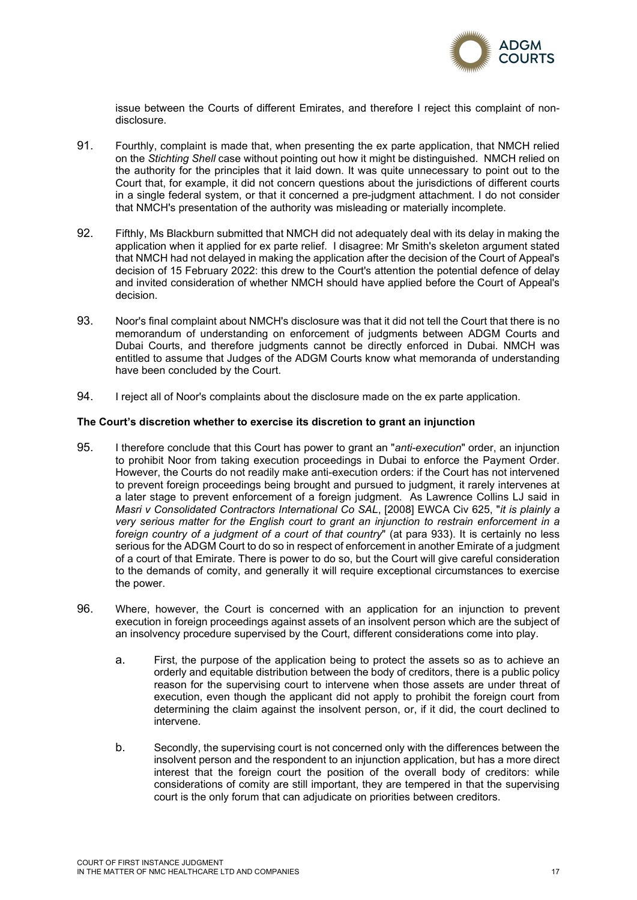issue between the Courts of different Emirates, and therefore I reject this complaint of non-disclosure.

91. Fourthly, complaint is made that, when presenting the ex parte application, that NMCH relied on the *Stichting Shell* case without pointing out how it might be distinguished. NMCH relied on the authority for the principles that it laid down. It was quite unnecessary to point out to the Court that, for example, it did not concern questions about the jurisdictions of different courts in a single federal system, or that it concerned a pre-judgment attachment. I do not consider that NMCH's presentation of the authority was misleading or materially incomplete.

92. Fifthly, Ms Blackburn submitted that NMCH did not adequately deal with its delay in making the application when it applied for ex parte relief. I disagree: Mr Smith's skeleton argument stated that NMCH had not delayed in making the application after the decision of the Court of Appeal's decision of 15 February 2022: this drew to the Court's attention the potential defence of delay and invited consideration of whether NMCH should have applied before the Court of Appeal's decision.

93. Noor's final complaint about NMCH's disclosure was that it did not tell the Court that there is no memorandum of understanding on enforcement of judgments between ADGM Courts and Dubai Courts, and therefore judgments cannot be directly enforced in Dubai. NMCH was entitled to assume that Judges of the ADGM Courts know what memoranda of understanding have been concluded by the Court.

94. I reject all of Noor's complaints about the disclosure made on the ex parte application.

**The Court's discretion whether to exercise its discretion to grant an injunction**

95. I therefore conclude that this Court has power to grant an "*anti-execution*" order, an injunction to prohibit Noor from taking execution proceedings in Dubai to enforce the Payment Order. However, the Courts do not readily make anti-execution orders: if the Court has not intervened to prevent foreign proceedings being brought and pursued to judgment, it rarely intervenes at a later stage to prevent enforcement of a foreign judgment. As Lawrence Collins LJ said in *Masri v Consolidated Contractors International Co SAL*, [2008] EWCA Civ 625, "*it is plainly a very serious matter for the English court to grant an injunction to restrain enforcement in a foreign country of a judgment of a court of that country*" (at para 933). It is certainly no less serious for the ADGM Court to do so in respect of enforcement in another Emirate of a judgment of a court of that Emirate. There is power to do so, but the Court will give careful consideration to the demands of comity, and generally it will require exceptional circumstances to exercise the power.

96. Where, however, the Court is concerned with an application for an injunction to prevent execution in foreign proceedings against assets of an insolvent person which are the subject of an insolvency procedure supervised by the Court, different considerations come into play.

   a. First, the purpose of the application being to protect the assets so as to achieve an orderly and equitable distribution between the body of creditors, there is a public policy reason for the supervising court to intervene when those assets are under threat of execution, even though the applicant did not apply to prohibit the foreign court from determining the claim against the insolvent person, or, if it did, the court declined to intervene.

   b. Secondly, the supervising court is not concerned only with the differences between the insolvent person and the respondent to an injunction application, but has a more direct interest that the foreign court the position of the overall body of creditors: while considerations of comity are still important, they are tempered in that the supervising court is the only forum that can adjudicate on priorities between creditors.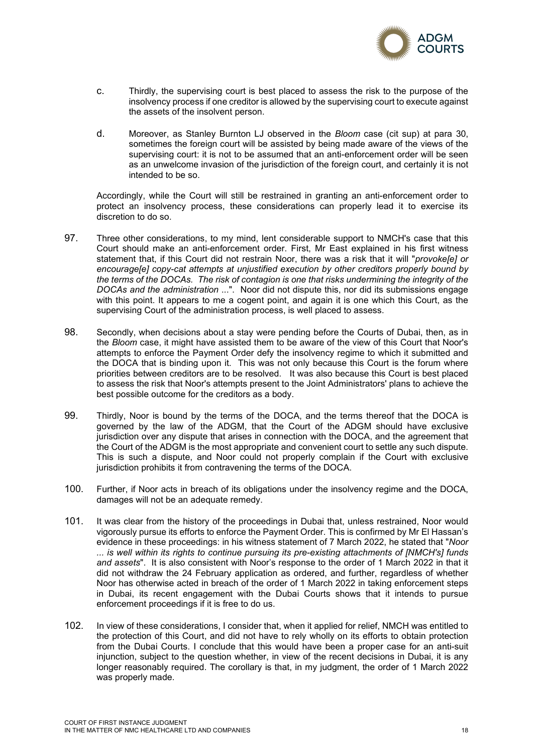c. Thirdly, the supervising court is best placed to assess the risk to the purpose of the insolvency process if one creditor is allowed by the supervising court to execute against the assets of the insolvent person.

d. Moreover, as Stanley Burnton LJ observed in the *Bloom* case (cit sup) at para 30, sometimes the foreign court will be assisted by being made aware of the views of the supervising court: it is not to be assumed that an anti-enforcement order will be seen as an unwelcome invasion of the jurisdiction of the foreign court, and certainly it is not intended to be so.

Accordingly, while the Court will still be restrained in granting an anti-enforcement order to protect an insolvency process, these considerations can properly lead it to exercise its discretion to do so.

97. Three other considerations, to my mind, lent considerable support to NMCH's case that this Court should make an anti-enforcement order. First, Mr East explained in his first witness statement that, if this Court did not restrain Noor, there was a risk that it will "*provoke[e] or encourage[e] copy-cat attempts at unjustified execution by other creditors properly bound by the terms of the DOCAs. The risk of contagion is one that risks undermining the integrity of the DOCAs and the administration ...*". Noor did not dispute this, nor did its submissions engage with this point. It appears to me a cogent point, and again it is one which this Court, as the supervising Court of the administration process, is well placed to assess.

98. Secondly, when decisions about a stay were pending before the Courts of Dubai, then, as in the *Bloom* case, it might have assisted them to be aware of the view of this Court that Noor's attempts to enforce the Payment Order defy the insolvency regime to which it submitted and the DOCA that is binding upon it. This was not only because this Court is the forum where priorities between creditors are to be resolved. It was also because this Court is best placed to assess the risk that Noor's attempts present to the Joint Administrators' plans to achieve the best possible outcome for the creditors as a body.

99. Thirdly, Noor is bound by the terms of the DOCA, and the terms thereof that the DOCA is governed by the law of the ADGM, that the Court of the ADGM should have exclusive jurisdiction over any dispute that arises in connection with the DOCA, and the agreement that the Court of the ADGM is the most appropriate and convenient court to settle any such dispute. This is such a dispute, and Noor could not properly complain if the Court with exclusive jurisdiction prohibits it from contravening the terms of the DOCA.

100. Further, if Noor acts in breach of its obligations under the insolvency regime and the DOCA, damages will not be an adequate remedy.

101. It was clear from the history of the proceedings in Dubai that, unless restrained, Noor would vigorously pursue its efforts to enforce the Payment Order. This is confirmed by Mr El Hassan's evidence in these proceedings: in his witness statement of 7 March 2022, he stated that "*Noor ... is well within its rights to continue pursuing its pre-existing attachments of [NMCH's] funds and assets*". It is also consistent with Noor's response to the order of 1 March 2022 in that it did not withdraw the 24 February application as ordered, and further, regardless of whether Noor has otherwise acted in breach of the order of 1 March 2022 in taking enforcement steps in Dubai, its recent engagement with the Dubai Courts shows that it intends to pursue enforcement proceedings if it is free to do us.

102. In view of these considerations, I consider that, when it applied for relief, NMCH was entitled to the protection of this Court, and did not have to rely wholly on its efforts to obtain protection from the Dubai Courts. I conclude that this would have been a proper case for an anti-suit injunction, subject to the question whether, in view of the recent decisions in Dubai, it is any longer reasonably required. The corollary is that, in my judgment, the order of 1 March 2022 was properly made.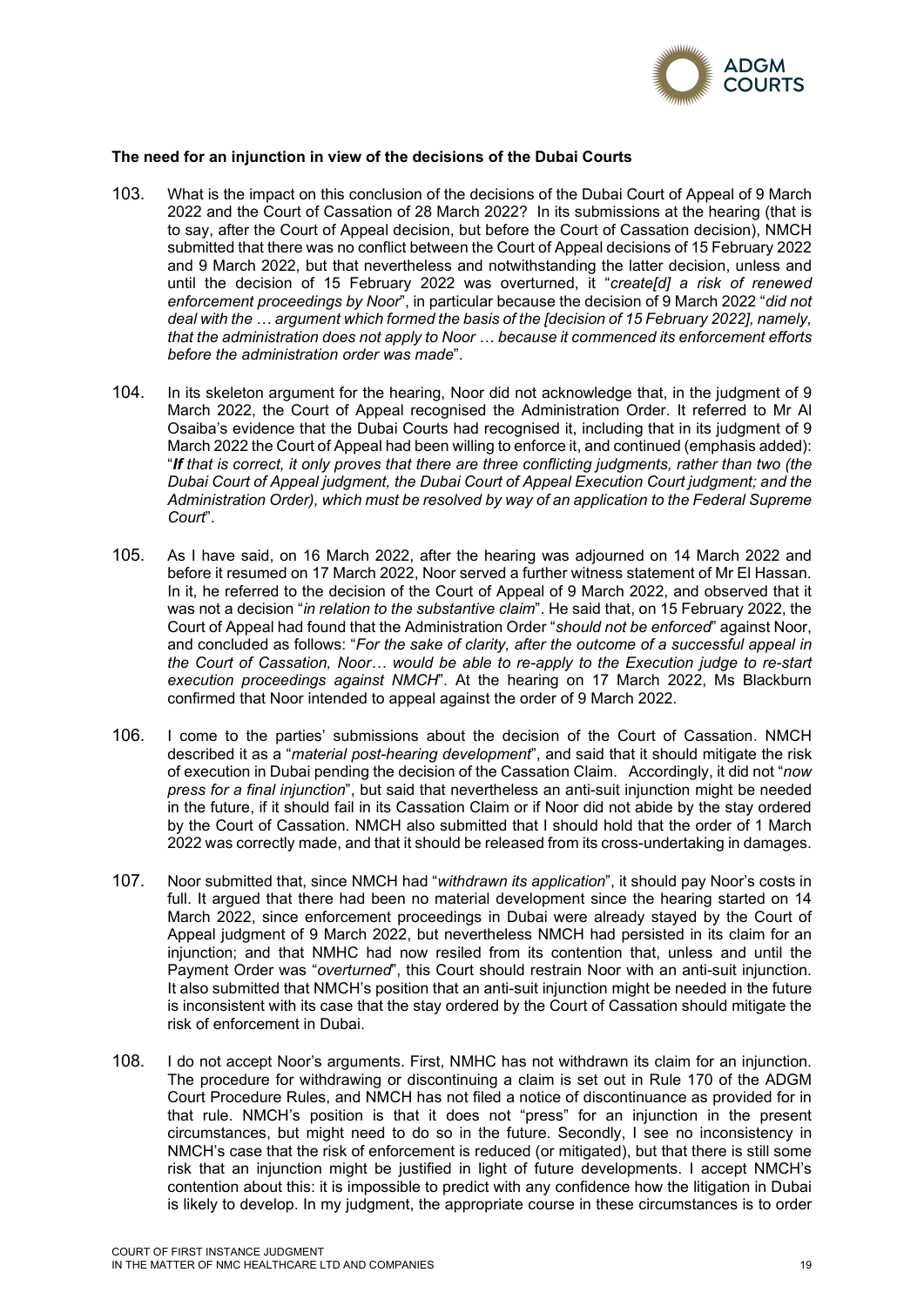**The need for an injunction in view of the decisions of the Dubai Courts**

103. What is the impact on this conclusion of the decisions of the Dubai Court of Appeal of 9 March 2022 and the Court of Cassation of 28 March 2022? In its submissions at the hearing (that is to say, after the Court of Appeal decision, but before the Court of Cassation decision), NMCH submitted that there was no conflict between the Court of Appeal decisions of 15 February 2022 and 9 March 2022, but that nevertheless and notwithstanding the latter decision, unless and until the decision of 15 February 2022 was overturned, it "*create[d] a risk of renewed enforcement proceedings by Noor*", in particular because the decision of 9 March 2022 "*did not deal with the … argument which formed the basis of the [decision of 15 February 2022], namely, that the administration does not apply to Noor … because it commenced its enforcement efforts before the administration order was made*".

104. In its skeleton argument for the hearing, Noor did not acknowledge that, in the judgment of 9 March 2022, the Court of Appeal recognised the Administration Order. It referred to Mr Al Osaiba's evidence that the Dubai Courts had recognised it, including that in its judgment of 9 March 2022 the Court of Appeal had been willing to enforce it, and continued (emphasis added): "***If** that is correct, it only proves that there are three conflicting judgments, rather than two (the Dubai Court of Appeal judgment, the Dubai Court of Appeal Execution Court judgment; and the Administration Order), which must be resolved by way of an application to the Federal Supreme Court*".

105. As I have said, on 16 March 2022, after the hearing was adjourned on 14 March 2022 and before it resumed on 17 March 2022, Noor served a further witness statement of Mr El Hassan. In it, he referred to the decision of the Court of Appeal of 9 March 2022, and observed that it was not a decision "*in relation to the substantive claim*". He said that, on 15 February 2022, the Court of Appeal had found that the Administration Order "*should not be enforced*" against Noor, and concluded as follows: "*For the sake of clarity, after the outcome of a successful appeal in the Court of Cassation, Noor… would be able to re-apply to the Execution judge to re-start execution proceedings against NMCH*". At the hearing on 17 March 2022, Ms Blackburn confirmed that Noor intended to appeal against the order of 9 March 2022.

106. I come to the parties' submissions about the decision of the Court of Cassation. NMCH described it as a "*material post-hearing development*", and said that it should mitigate the risk of execution in Dubai pending the decision of the Cassation Claim. Accordingly, it did not "*now press for a final injunction*", but said that nevertheless an anti-suit injunction might be needed in the future, if it should fail in its Cassation Claim or if Noor did not abide by the stay ordered by the Court of Cassation. NMCH also submitted that I should hold that the order of 1 March 2022 was correctly made, and that it should be released from its cross-undertaking in damages.

107. Noor submitted that, since NMCH had "*withdrawn its application*", it should pay Noor's costs in full. It argued that there had been no material development since the hearing started on 14 March 2022, since enforcement proceedings in Dubai were already stayed by the Court of Appeal judgment of 9 March 2022, but nevertheless NMCH had persisted in its claim for an injunction; and that NMHC had now resiled from its contention that, unless and until the Payment Order was "*overturned*", this Court should restrain Noor with an anti-suit injunction. It also submitted that NMCH's position that an anti-suit injunction might be needed in the future is inconsistent with its case that the stay ordered by the Court of Cassation should mitigate the risk of enforcement in Dubai.

108. I do not accept Noor's arguments. First, NMHC has not withdrawn its claim for an injunction. The procedure for withdrawing or discontinuing a claim is set out in Rule 170 of the ADGM Court Procedure Rules, and NMCH has not filed a notice of discontinuance as provided for in that rule. NMCH's position is that it does not "press" for an injunction in the present circumstances, but might need to do so in the future. Secondly, I see no inconsistency in NMCH's case that the risk of enforcement is reduced (or mitigated), but that there is still some risk that an injunction might be justified in light of future developments. I accept NMCH's contention about this: it is impossible to predict with any confidence how the litigation in Dubai is likely to develop. In my judgment, the appropriate course in these circumstances is to order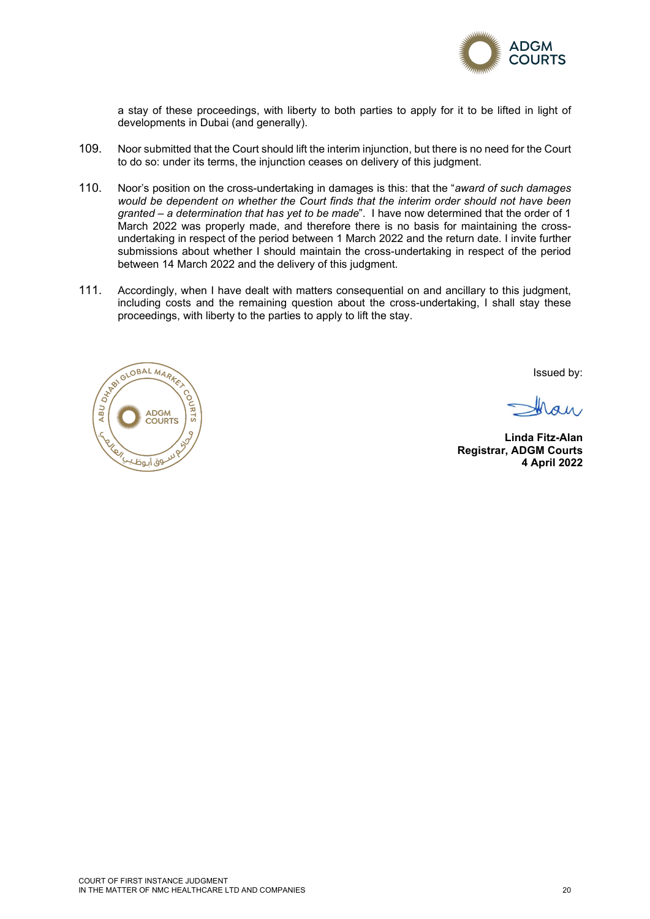a stay of these proceedings, with liberty to both parties to apply for it to be lifted in light of developments in Dubai (and generally).

109. Noor submitted that the Court should lift the interim injunction, but there is no need for the Court to do so: under its terms, the injunction ceases on delivery of this judgment.

110. Noor's position on the cross-undertaking in damages is this: that the "*award of such damages would be dependent on whether the Court finds that the interim order should not have been granted – a determination that has yet to be made*". I have now determined that the order of 1 March 2022 was properly made, and therefore there is no basis for maintaining the cross-undertaking in respect of the period between 1 March 2022 and the return date. I invite further submissions about whether I should maintain the cross-undertaking in respect of the period between 14 March 2022 and the delivery of this judgment.

111. Accordingly, when I have dealt with matters consequential on and ancillary to this judgment, including costs and the remaining question about the cross-undertaking, I shall stay these proceedings, with liberty to the parties to apply to lift the stay.

Issued by:

**Linda Fitz-Alan**
**Registrar, ADGM Courts**
**4 April 2022**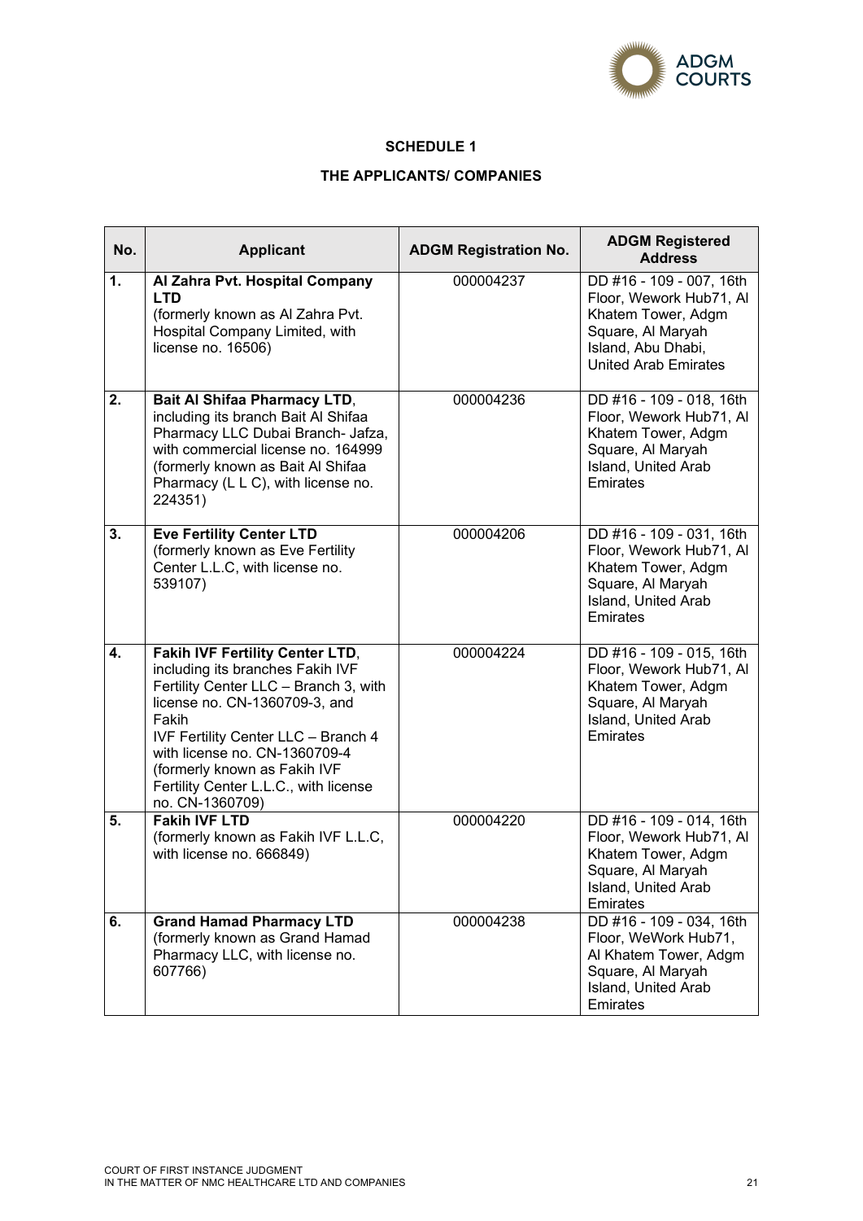**SCHEDULE 1**

**THE APPLICANTS/ COMPANIES**

| No. | Applicant | ADGM Registration No. | ADGM Registered Address |
|---|---|---|---|
| 1. | **Al Zahra Pvt. Hospital Company LTD** (formerly known as Al Zahra Pvt. Hospital Company Limited, with license no. 16506) | 000004237 | DD #16 - 109 - 007, 16th Floor, Wework Hub71, Al Khatem Tower, Adgm Square, Al Maryah Island, Abu Dhabi, United Arab Emirates |
| 2. | **Bait Al Shifaa Pharmacy LTD**, including its branch Bait Al Shifaa Pharmacy LLC Dubai Branch- Jafza, with commercial license no. 164999 (formerly known as Bait Al Shifaa Pharmacy (L L C), with license no. 224351) | 000004236 | DD #16 - 109 - 018, 16th Floor, Wework Hub71, Al Khatem Tower, Adgm Square, Al Maryah Island, United Arab Emirates |
| 3. | **Eve Fertility Center LTD** (formerly known as Eve Fertility Center L.L.C, with license no. 539107) | 000004206 | DD #16 - 109 - 031, 16th Floor, Wework Hub71, Al Khatem Tower, Adgm Square, Al Maryah Island, United Arab Emirates |
| 4. | **Fakih IVF Fertility Center LTD**, including its branches Fakih IVF Fertility Center LLC – Branch 3, with license no. CN-1360709-3, and Fakih IVF Fertility Center LLC – Branch 4 with license no. CN-1360709-4 (formerly known as Fakih IVF Fertility Center L.L.C., with license no. CN-1360709) | 000004224 | DD #16 - 109 - 015, 16th Floor, Wework Hub71, Al Khatem Tower, Adgm Square, Al Maryah Island, United Arab Emirates |
| 5. | **Fakih IVF LTD** (formerly known as Fakih IVF L.L.C, with license no. 666849) | 000004220 | DD #16 - 109 - 014, 16th Floor, Wework Hub71, Al Khatem Tower, Adgm Square, Al Maryah Island, United Arab Emirates |
| 6. | **Grand Hamad Pharmacy LTD** (formerly known as Grand Hamad Pharmacy LLC, with license no. 607766) | 000004238 | DD #16 - 109 - 034, 16th Floor, WeWork Hub71, Al Khatem Tower, Adgm Square, Al Maryah Island, United Arab Emirates |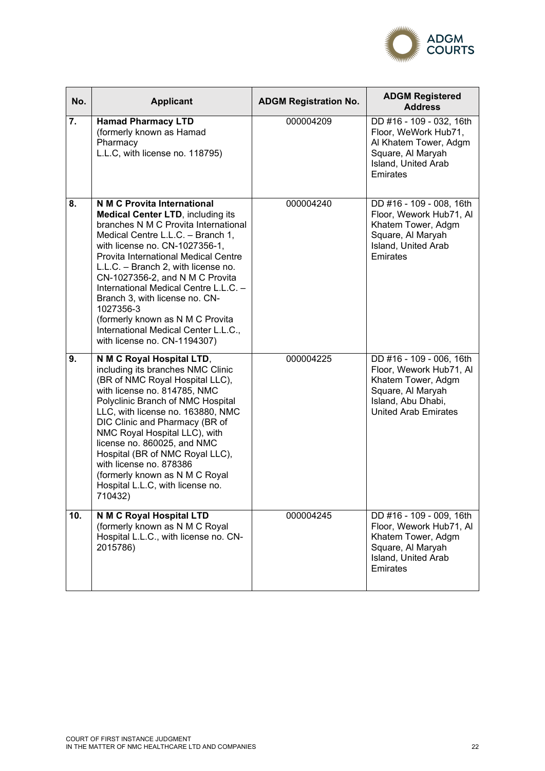| No. | Applicant | ADGM Registration No. | ADGM Registered Address |
|---|---|---|---|
| 7. | **Hamad Pharmacy LTD** (formerly known as Hamad Pharmacy L.L.C, with license no. 118795) | 000004209 | DD #16 - 109 - 032, 16th Floor, WeWork Hub71, Al Khatem Tower, Adgm Square, Al Maryah Island, United Arab Emirates |
| 8. | **N M C Provita International Medical Center LTD**, including its branches N M C Provita International Medical Centre L.L.C. – Branch 1, with license no. CN-1027356-1, Provita International Medical Centre L.L.C. – Branch 2, with license no. CN-1027356-2, and N M C Provita International Medical Centre L.L.C. – Branch 3, with license no. CN-1027356-3 (formerly known as N M C Provita International Medical Center L.L.C., with license no. CN-1194307) | 000004240 | DD #16 - 109 - 008, 16th Floor, Wework Hub71, Al Khatem Tower, Adgm Square, Al Maryah Island, United Arab Emirates |
| 9. | **N M C Royal Hospital LTD**, including its branches NMC Clinic (BR of NMC Royal Hospital LLC), with license no. 814785, NMC Polyclinic Branch of NMC Hospital LLC, with license no. 163880, NMC DIC Clinic and Pharmacy (BR of NMC Royal Hospital LLC), with license no. 860025, and NMC Hospital (BR of NMC Royal LLC), with license no. 878386 (formerly known as N M C Royal Hospital L.L.C, with license no. 710432) | 000004225 | DD #16 - 109 - 006, 16th Floor, Wework Hub71, Al Khatem Tower, Adgm Square, Al Maryah Island, Abu Dhabi, United Arab Emirates |
| 10. | **N M C Royal Hospital LTD** (formerly known as N M C Royal Hospital L.L.C., with license no. CN-2015786) | 000004245 | DD #16 - 109 - 009, 16th Floor, Wework Hub71, Al Khatem Tower, Adgm Square, Al Maryah Island, United Arab Emirates |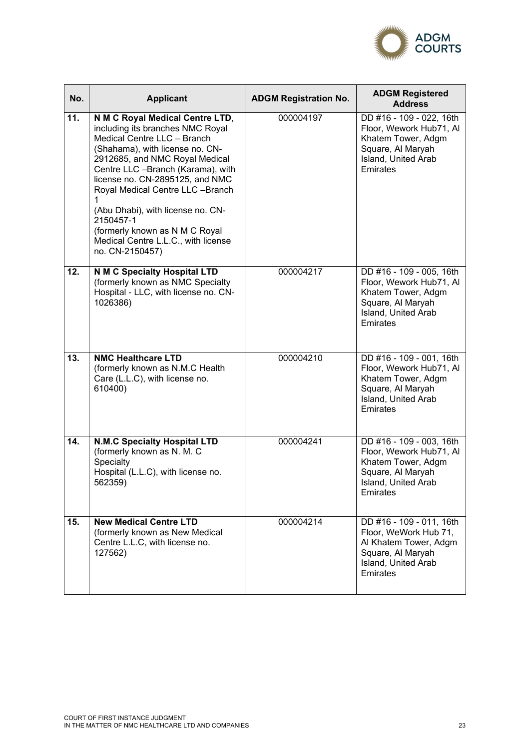| No. | Applicant | ADGM Registration No. | ADGM Registered Address |
|---|---|---|---|
| 11. | **N M C Royal Medical Centre LTD**, including its branches NMC Royal Medical Centre LLC – Branch (Shahama), with license no. CN-2912685, and NMC Royal Medical Centre LLC –Branch (Karama), with license no. CN-2895125, and NMC Royal Medical Centre LLC –Branch 1 (Abu Dhabi), with license no. CN-2150457-1 (formerly known as N M C Royal Medical Centre L.L.C., with license no. CN-2150457) | 000004197 | DD #16 - 109 - 022, 16th Floor, Wework Hub71, Al Khatem Tower, Adgm Square, Al Maryah Island, United Arab Emirates |
| 12. | **N M C Specialty Hospital LTD** (formerly known as NMC Specialty Hospital - LLC, with license no. CN-1026386) | 000004217 | DD #16 - 109 - 005, 16th Floor, Wework Hub71, Al Khatem Tower, Adgm Square, Al Maryah Island, United Arab Emirates |
| 13. | **NMC Healthcare LTD** (formerly known as N.M.C Health Care (L.L.C), with license no. 610400) | 000004210 | DD #16 - 109 - 001, 16th Floor, Wework Hub71, Al Khatem Tower, Adgm Square, Al Maryah Island, United Arab Emirates |
| 14. | **N.M.C Specialty Hospital LTD** (formerly known as N. M. C Specialty Hospital (L.L.C), with license no. 562359) | 000004241 | DD #16 - 109 - 003, 16th Floor, Wework Hub71, Al Khatem Tower, Adgm Square, Al Maryah Island, United Arab Emirates |
| 15. | **New Medical Centre LTD** (formerly known as New Medical Centre L.L.C, with license no. 127562) | 000004214 | DD #16 - 109 - 011, 16th Floor, WeWork Hub 71, Al Khatem Tower, Adgm Square, Al Maryah Island, United Arab Emirates |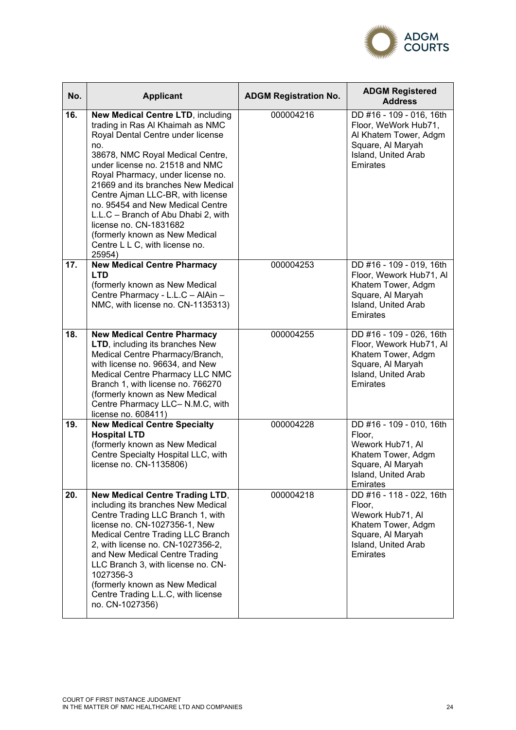| No. | Applicant | ADGM Registration No. | ADGM Registered Address |
|---|---|---|---|
| 16. | **New Medical Centre LTD**, including trading in Ras Al Khaimah as NMC Royal Dental Centre under license no. 38678, NMC Royal Medical Centre, under license no. 21518 and NMC Royal Pharmacy, under license no. 21669 and its branches New Medical Centre Ajman LLC-BR, with license no. 95454 and New Medical Centre L.L.C – Branch of Abu Dhabi 2, with license no. CN-1831682 (formerly known as New Medical Centre L L C, with license no. 25954) | 000004216 | DD #16 - 109 - 016, 16th Floor, WeWork Hub71, Al Khatem Tower, Adgm Square, Al Maryah Island, United Arab Emirates |
| 17. | **New Medical Centre Pharmacy LTD** (formerly known as New Medical Centre Pharmacy - L.L.C – AlAin – NMC, with license no. CN-1135313) | 000004253 | DD #16 - 109 - 019, 16th Floor, Wework Hub71, Al Khatem Tower, Adgm Square, Al Maryah Island, United Arab Emirates |
| 18. | **New Medical Centre Pharmacy LTD**, including its branches New Medical Centre Pharmacy/Branch, with license no. 96634, and New Medical Centre Pharmacy LLC NMC Branch 1, with license no. 766270 (formerly known as New Medical Centre Pharmacy LLC– N.M.C, with license no. 608411) | 000004255 | DD #16 - 109 - 026, 16th Floor, Wework Hub71, Al Khatem Tower, Adgm Square, Al Maryah Island, United Arab Emirates |
| 19. | **New Medical Centre Specialty Hospital LTD** (formerly known as New Medical Centre Specialty Hospital LLC, with license no. CN-1135806) | 000004228 | DD #16 - 109 - 010, 16th Floor, Wework Hub71, Al Khatem Tower, Adgm Square, Al Maryah Island, United Arab Emirates |
| 20. | **New Medical Centre Trading LTD**, including its branches New Medical Centre Trading LLC Branch 1, with license no. CN-1027356-1, New Medical Centre Trading LLC Branch 2, with license no. CN-1027356-2, and New Medical Centre Trading LLC Branch 3, with license no. CN-1027356-3 (formerly known as New Medical Centre Trading L.L.C, with license no. CN-1027356) | 000004218 | DD #16 - 118 - 022, 16th Floor, Wework Hub71, Al Khatem Tower, Adgm Square, Al Maryah Island, United Arab Emirates |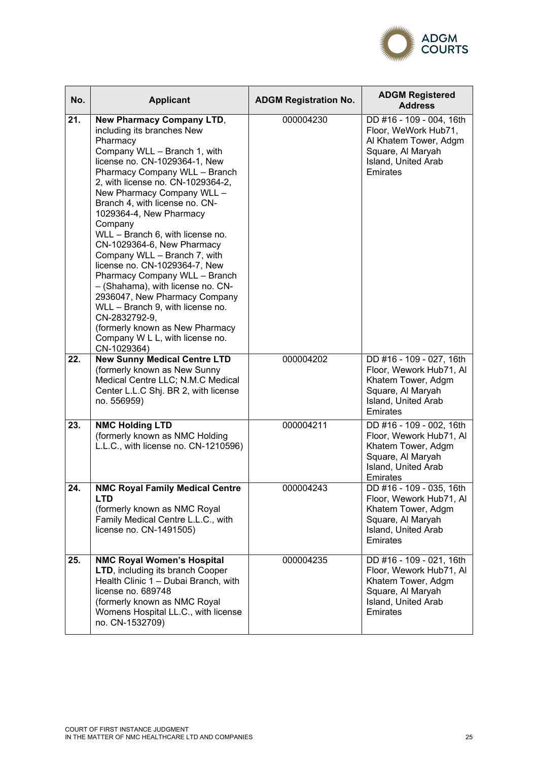| No. | Applicant | ADGM Registration No. | ADGM Registered Address |
|---|---|---|---|
| 21. | **New Pharmacy Company LTD**, including its branches New Pharmacy Company WLL – Branch 1, with license no. CN-1029364-1, New Pharmacy Company WLL – Branch 2, with license no. CN-1029364-2, New Pharmacy Company WLL – Branch 4, with license no. CN-1029364-4, New Pharmacy Company WLL – Branch 6, with license no. CN-1029364-6, New Pharmacy Company WLL – Branch 7, with license no. CN-1029364-7, New Pharmacy Company WLL – Branch – (Shahama), with license no. CN-2936047, New Pharmacy Company WLL – Branch 9, with license no. CN-2832792-9, (formerly known as New Pharmacy Company W L L, with license no. CN-1029364) | 000004230 | DD #16 - 109 - 004, 16th Floor, WeWork Hub71, Al Khatem Tower, Adgm Square, Al Maryah Island, United Arab Emirates |
| 22. | **New Sunny Medical Centre LTD** (formerly known as New Sunny Medical Centre LLC; N.M.C Medical Center L.L.C Shj. BR 2, with license no. 556959) | 000004202 | DD #16 - 109 - 027, 16th Floor, Wework Hub71, Al Khatem Tower, Adgm Square, Al Maryah Island, United Arab Emirates |
| 23. | **NMC Holding LTD** (formerly known as NMC Holding L.L.C., with license no. CN-1210596) | 000004211 | DD #16 - 109 - 002, 16th Floor, Wework Hub71, Al Khatem Tower, Adgm Square, Al Maryah Island, United Arab Emirates |
| 24. | **NMC Royal Family Medical Centre LTD** (formerly known as NMC Royal Family Medical Centre L.L.C., with license no. CN-1491505) | 000004243 | DD #16 - 109 - 035, 16th Floor, Wework Hub71, Al Khatem Tower, Adgm Square, Al Maryah Island, United Arab Emirates |
| 25. | **NMC Royal Women's Hospital LTD**, including its branch Cooper Health Clinic 1 – Dubai Branch, with license no. 689748 (formerly known as NMC Royal Womens Hospital LL.C., with license no. CN-1532709) | 000004235 | DD #16 - 109 - 021, 16th Floor, Wework Hub71, Al Khatem Tower, Adgm Square, Al Maryah Island, United Arab Emirates |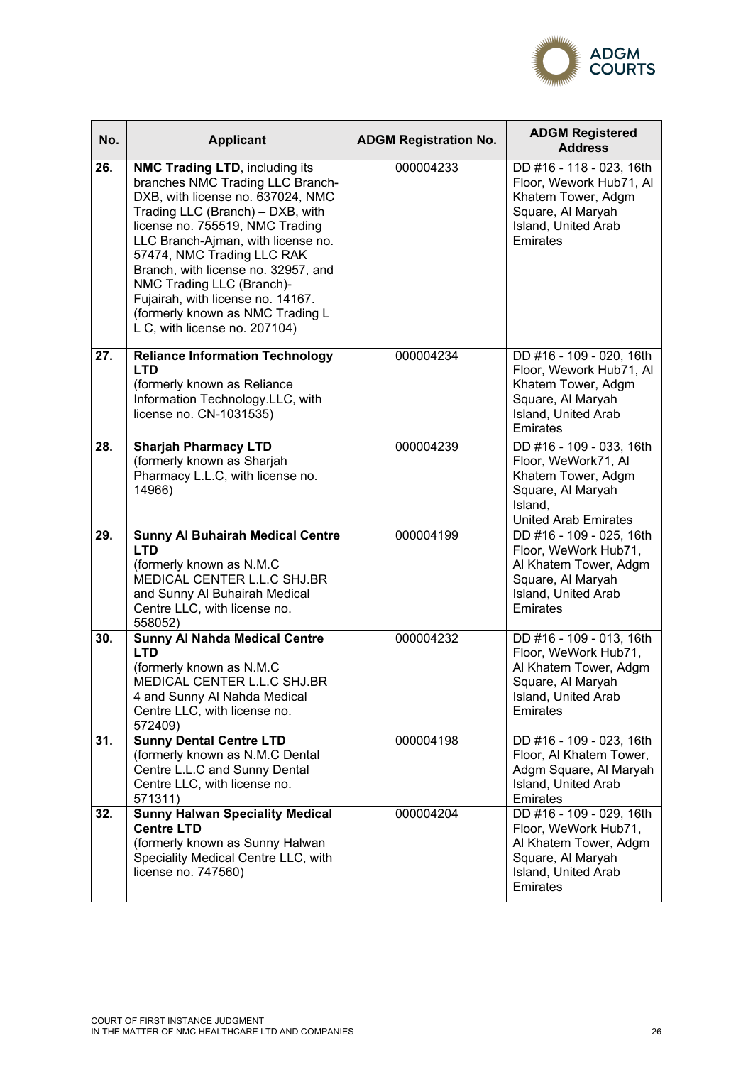| No. | Applicant | ADGM Registration No. | ADGM Registered Address |
|---|---|---|---|
| 26. | **NMC Trading LTD**, including its branches NMC Trading LLC Branch-DXB, with license no. 637024, NMC Trading LLC (Branch) – DXB, with license no. 755519, NMC Trading LLC Branch-Ajman, with license no. 57474, NMC Trading LLC RAK Branch, with license no. 32957, and NMC Trading LLC (Branch)- Fujairah, with license no. 14167. (formerly known as NMC Trading L L C, with license no. 207104) | 000004233 | DD #16 - 118 - 023, 16th Floor, Wework Hub71, Al Khatem Tower, Adgm Square, Al Maryah Island, United Arab Emirates |
| 27. | **Reliance Information Technology LTD** (formerly known as Reliance Information Technology.LLC, with license no. CN-1031535) | 000004234 | DD #16 - 109 - 020, 16th Floor, Wework Hub71, Al Khatem Tower, Adgm Square, Al Maryah Island, United Arab Emirates |
| 28. | **Sharjah Pharmacy LTD** (formerly known as Sharjah Pharmacy L.L.C, with license no. 14966) | 000004239 | DD #16 - 109 - 033, 16th Floor, WeWork71, Al Khatem Tower, Adgm Square, Al Maryah Island, United Arab Emirates |
| 29. | **Sunny Al Buhairah Medical Centre LTD** (formerly known as N.M.C MEDICAL CENTER L.L.C SHJ.BR and Sunny Al Buhairah Medical Centre LLC, with license no. 558052) | 000004199 | DD #16 - 109 - 025, 16th Floor, WeWork Hub71, Al Khatem Tower, Adgm Square, Al Maryah Island, United Arab Emirates |
| 30. | **Sunny Al Nahda Medical Centre LTD** (formerly known as N.M.C MEDICAL CENTER L.L.C SHJ.BR 4 and Sunny Al Nahda Medical Centre LLC, with license no. 572409) | 000004232 | DD #16 - 109 - 013, 16th Floor, WeWork Hub71, Al Khatem Tower, Adgm Square, Al Maryah Island, United Arab Emirates |
| 31. | **Sunny Dental Centre LTD** (formerly known as N.M.C Dental Centre L.L.C and Sunny Dental Centre LLC, with license no. 571311) | 000004198 | DD #16 - 109 - 023, 16th Floor, Al Khatem Tower, Adgm Square, Al Maryah Island, United Arab Emirates |
| 32. | **Sunny Halwan Speciality Medical Centre LTD** (formerly known as Sunny Halwan Speciality Medical Centre LLC, with license no. 747560) | 000004204 | DD #16 - 109 - 029, 16th Floor, WeWork Hub71, Al Khatem Tower, Adgm Square, Al Maryah Island, United Arab Emirates |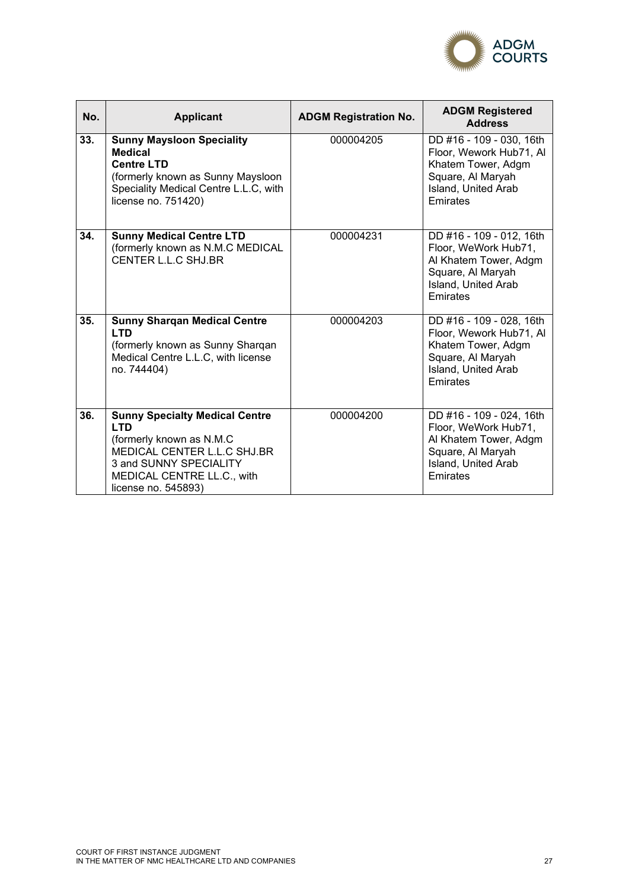| No. | Applicant | ADGM Registration No. | ADGM Registered Address |
|---|---|---|---|
| 33. | **Sunny Maysloon Speciality Medical Centre LTD** (formerly known as Sunny Maysloon Speciality Medical Centre L.L.C, with license no. 751420) | 000004205 | DD #16 - 109 - 030, 16th Floor, Wework Hub71, Al Khatem Tower, Adgm Square, Al Maryah Island, United Arab Emirates |
| 34. | **Sunny Medical Centre LTD** (formerly known as N.M.C MEDICAL CENTER L.L.C SHJ.BR | 000004231 | DD #16 - 109 - 012, 16th Floor, WeWork Hub71, Al Khatem Tower, Adgm Square, Al Maryah Island, United Arab Emirates |
| 35. | **Sunny Sharqan Medical Centre LTD** (formerly known as Sunny Sharqan Medical Centre L.L.C, with license no. 744404) | 000004203 | DD #16 - 109 - 028, 16th Floor, Wework Hub71, Al Khatem Tower, Adgm Square, Al Maryah Island, United Arab Emirates |
| 36. | **Sunny Specialty Medical Centre LTD** (formerly known as N.M.C MEDICAL CENTER L.L.C SHJ.BR 3 and SUNNY SPECIALITY MEDICAL CENTRE LL.C., with license no. 545893) | 000004200 | DD #16 - 109 - 024, 16th Floor, WeWork Hub71, Al Khatem Tower, Adgm Square, Al Maryah Island, United Arab Emirates |